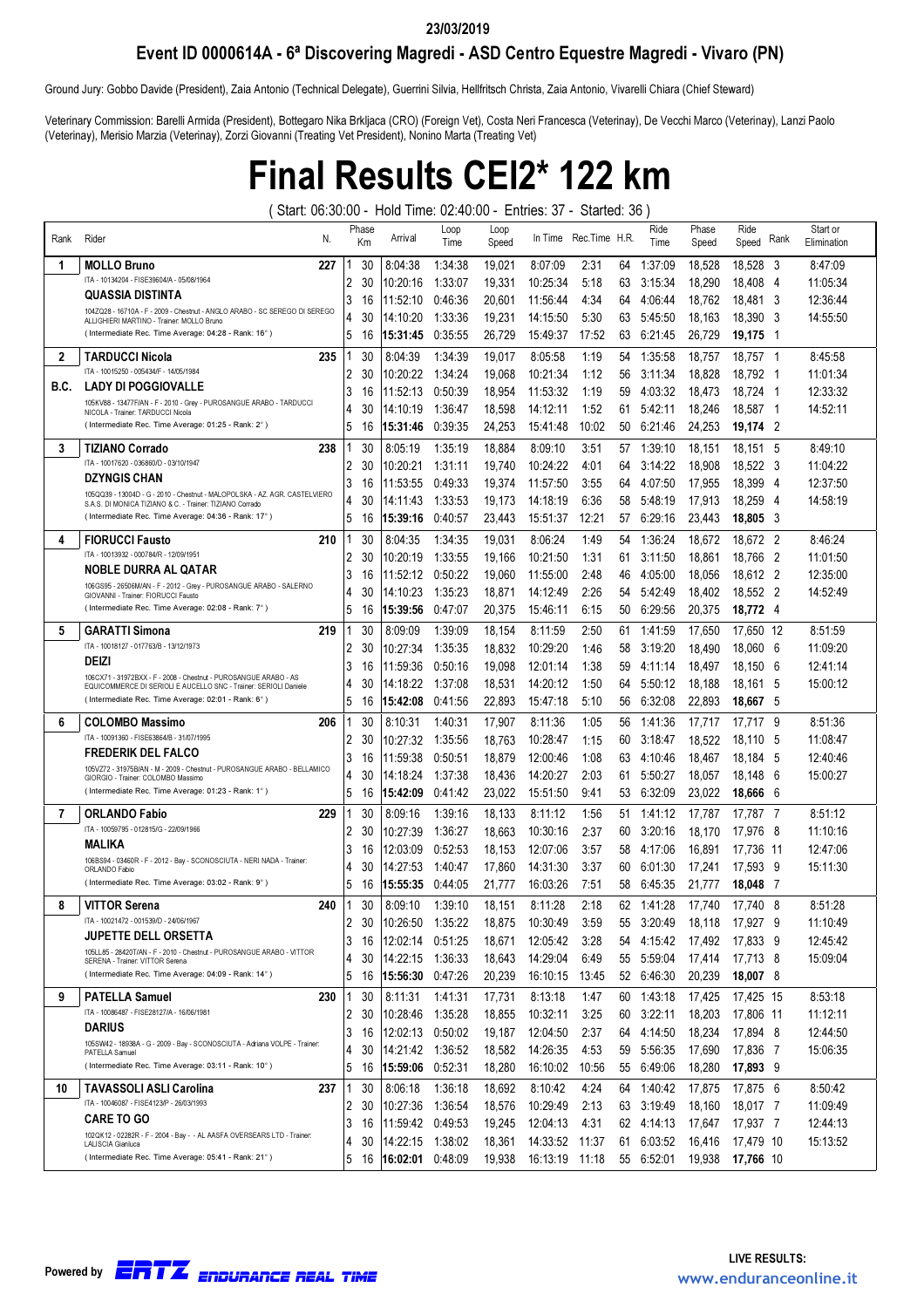23/03/2019

## Event ID 0000614A - 6ª Discovering Magredi - ASD Centro Equestre Magredi - Vivaro (PN)

Ground Jury: Gobbo Davide (President), Zaia Antonio (Technical Delegate), Guerrini Silvia, Hellfritsch Christa, Zaia Antonio, Vivarelli Chiara (Chief Steward)

Veterinary Commission: Barelli Armida (President), Bottegaro Nika Brkljaca (CRO) (Foreign Vet), Costa Neri Francesca (Veterinay), De Vecchi Marco (Veterinay), Lanzi Paolo (Veterinay), Merisio Marzia (Veterinay), Zorzi Giovanni (Treating Vet President), Nonino Marta (Treating Vet)

# Final Results CEI2* 122 km

( Start: 06:30:00 - Hold Time: 02:40:00 - Entries: 37 - Started: 36 )

| Rank | Rider | N. | Phase | Km | Arrival | Loop Time | Loop Speed | In Time | Rec.Time | H.R. | Ride Time | Phase Speed | Ride Speed | Rank | Start or Elimination |
|---|---|---|---|---|---|---|---|---|---|---|---|---|---|---|---|
| 1 | **MOLLO Bruno** | 227 | 1 | 30 | 8:04:38 | 1:34:38 | 19,021 | 8:07:09 | 2:31 | 64 | 1:37:09 | 18,528 | 18,528 | 3 | 8:47:09 |
| | ITA - 10134204 - FISE39604/A - 05/08/1964 | | 2 | 30 | 10:20:16 | 1:33:07 | 19,331 | 10:25:34 | 5:18 | 63 | 3:15:34 | 18,290 | 18,408 | 4 | 11:05:34 |
| | **QUASSIA DISTINTA** | | 3 | 16 | 11:52:10 | 0:46:36 | 20,601 | 11:56:44 | 4:34 | 64 | 4:06:44 | 18,762 | 18,481 | 3 | 12:36:44 |
| | 104ZQ28 - 16710A - F - 2009 - Chestnut - ANGLO ARABO - SC SEREGO DI SEREGO ALLIGHIERI MARTINO - Trainer: MOLLO Bruno | | 4 | 30 | 14:10:20 | 1:33:36 | 19,231 | 14:15:50 | 5:30 | 63 | 5:45:50 | 18,163 | 18,390 | 3 | 14:55:50 |
| | ( Intermediate Rec. Time Average: 04:28 - Rank: 16° ) | | 5 | 16 | **15:31:45** | 0:35:55 | 26,729 | 15:49:37 | 17:52 | 63 | 6:21:45 | 26,729 | **19,175** | 1 | |
| 2 | **TARDUCCI Nicola** | 235 | 1 | 30 | 8:04:39 | 1:34:39 | 19,017 | 8:05:58 | 1:19 | 54 | 1:35:58 | 18,757 | 18,757 | 1 | 8:45:58 |
| | ITA - 10015250 - 005434/F - 14/05/1984 | | 2 | 30 | 10:20:22 | 1:34:24 | 19,068 | 10:21:34 | 1:12 | 56 | 3:11:34 | 18,828 | 18,792 | 1 | 11:01:34 |
| B.C. | **LADY DI POGGIOVALLE** | | 3 | 16 | 11:52:13 | 0:50:39 | 18,954 | 11:53:32 | 1:19 | 59 | 4:03:32 | 18,473 | 18,724 | 1 | 12:33:32 |
| | 105KV88 - 13477F/AN - F - 2010 - Grey - PUROSANGUE ARABO - TARDUCCI NICOLA - Trainer: TARDUCCI Nicola | | 4 | 30 | 14:10:19 | 1:36:47 | 18,598 | 14:12:11 | 1:52 | 61 | 5:42:11 | 18,246 | 18,587 | 1 | 14:52:11 |
| | ( Intermediate Rec. Time Average: 01:25 - Rank: 2° ) | | 5 | 16 | **15:31:46** | 0:39:35 | 24,253 | 15:41:48 | 10:02 | 50 | 6:21:46 | 24,253 | **19,174** | 2 | |
| 3 | **TIZIANO Corrado** | 238 | 1 | 30 | 8:05:19 | 1:35:19 | 18,884 | 8:09:10 | 3:51 | 57 | 1:39:10 | 18,151 | 18,151 | 5 | 8:49:10 |
| | ITA - 10017620 - 036860/D - 03/10/1947 | | 2 | 30 | 10:20:21 | 1:31:11 | 19,740 | 10:24:22 | 4:01 | 64 | 3:14:22 | 18,908 | 18,522 | 3 | 11:04:22 |
| | **DZYNGIS CHAN** | | 3 | 16 | 11:53:55 | 0:49:33 | 19,374 | 11:57:50 | 3:55 | 64 | 4:07:50 | 17,955 | 18,399 | 4 | 12:37:50 |
| | 105QQ39 - 13004D - G - 2010 - Chestnut - MALOPOLSKA - AZ. AGR. CASTELVIERO S.A.S. DI MONICA TIZIANO & C. - Trainer: TIZIANO Corrado | | 4 | 30 | 14:11:43 | 1:33:53 | 19,173 | 14:18:19 | 6:36 | 58 | 5:48:19 | 17,913 | 18,259 | 4 | 14:58:19 |
| | ( Intermediate Rec. Time Average: 04:36 - Rank: 17° ) | | 5 | 16 | **15:39:16** | 0:40:57 | 23,443 | 15:51:37 | 12:21 | 57 | 6:29:16 | 23,443 | **18,805** | 3 | |
| 4 | **FIORUCCI Fausto** | 210 | 1 | 30 | 8:04:35 | 1:34:35 | 19,031 | 8:06:24 | 1:49 | 54 | 1:36:24 | 18,672 | 18,672 | 2 | 8:46:24 |
| | ITA - 10013932 - 000784/R - 12/09/1951 | | 2 | 30 | 10:20:19 | 1:33:55 | 19,166 | 10:21:50 | 1:31 | 61 | 3:11:50 | 18,861 | 18,766 | 2 | 11:01:50 |
| | **NOBLE DURRA AL QATAR** | | 3 | 16 | 11:52:12 | 0:50:22 | 19,060 | 11:55:00 | 2:48 | 46 | 4:05:00 | 18,056 | 18,612 | 2 | 12:35:00 |
| | 106GS95 - 26506M/AN - F - 2012 - Grey - PUROSANGUE ARABO - SALERNO GIOVANNI - Trainer: FIORUCCI Fausto | | 4 | 30 | 14:10:23 | 1:35:23 | 18,871 | 14:12:49 | 2:26 | 54 | 5:42:49 | 18,402 | 18,552 | 2 | 14:52:49 |
| | ( Intermediate Rec. Time Average: 02:08 - Rank: 7° ) | | 5 | 16 | **15:39:56** | 0:47:07 | 20,375 | 15:46:11 | 6:15 | 50 | 6:29:56 | 20,375 | **18,772** | 4 | |
| 5 | **GARATTI Simona** | 219 | 1 | 30 | 8:09:09 | 1:39:09 | 18,154 | 8:11:59 | 2:50 | 61 | 1:41:59 | 17,650 | 17,650 | 12 | 8:51:59 |
| | ITA - 10018127 - 017763/B - 13/12/1973 | | 2 | 30 | 10:27:34 | 1:35:35 | 18,832 | 10:29:20 | 1:46 | 58 | 3:19:20 | 18,490 | 18,060 | 6 | 11:09:20 |
| | **DEIZI** | | 3 | 16 | 11:59:36 | 0:50:16 | 19,098 | 12:01:14 | 1:38 | 59 | 4:11:14 | 18,497 | 18,150 | 6 | 12:41:14 |
| | 106CX71 - 31972BXX - F - 2008 - Chestnut - PUROSANGUE ARABO - AS EQUICOMMERCE DI SERIOLI E AUCELLO SNC - Trainer: SERIOLI Daniele | | 4 | 30 | 14:18:22 | 1:37:08 | 18,531 | 14:20:12 | 1:50 | 64 | 5:50:12 | 18,188 | 18,161 | 5 | 15:00:12 |
| | ( Intermediate Rec. Time Average: 02:01 - Rank: 6° ) | | 5 | 16 | **15:42:08** | 0:41:56 | 22,893 | 15:47:18 | 5:10 | 56 | 6:32:08 | 22,893 | **18,667** | 5 | |
| 6 | **COLOMBO Massimo** | 206 | 1 | 30 | 8:10:31 | 1:40:31 | 17,907 | 8:11:36 | 1:05 | 56 | 1:41:36 | 17,717 | 17,717 | 9 | 8:51:36 |
| | ITA - 10091360 - FISE63864/B - 31/07/1995 | | 2 | 30 | 10:27:32 | 1:35:56 | 18,763 | 10:28:47 | 1:15 | 60 | 3:18:47 | 18,522 | 18,110 | 5 | 11:08:47 |
| | **FREDERIK DEL FALCO** | | 3 | 16 | 11:59:38 | 0:50:51 | 18,879 | 12:00:46 | 1:08 | 63 | 4:10:46 | 18,467 | 18,184 | 5 | 12:40:46 |
| | 105VZ72 - 31975B/AN - M - 2009 - Chestnut - PUROSANGUE ARABO - BELLAMICO GIORGIO - Trainer: COLOMBO Massimo | | 4 | 30 | 14:18:24 | 1:37:38 | 18,436 | 14:20:27 | 2:03 | 61 | 5:50:27 | 18,057 | 18,148 | 6 | 15:00:27 |
| | ( Intermediate Rec. Time Average: 01:23 - Rank: 1° ) | | 5 | 16 | **15:42:09** | 0:41:42 | 23,022 | 15:51:50 | 9:41 | 53 | 6:32:09 | 23,022 | **18,666** | 6 | |
| 7 | **ORLANDO Fabio** | 229 | 1 | 30 | 8:09:16 | 1:39:16 | 18,133 | 8:11:12 | 1:56 | 51 | 1:41:12 | 17,787 | 17,787 | 7 | 8:51:12 |
| | ITA - 10059795 - 012815/G - 22/09/1966 | | 2 | 30 | 10:27:39 | 1:36:27 | 18,663 | 10:30:16 | 2:37 | 60 | 3:20:16 | 18,170 | 17,976 | 8 | 11:10:16 |
| | **MALIKA** | | 3 | 16 | 12:03:09 | 0:52:53 | 18,153 | 12:07:06 | 3:57 | 58 | 4:17:06 | 16,891 | 17,736 | 11 | 12:47:06 |
| | 106BS94 - 03460R - F - 2012 - Bay - SCONOSCIUTA - NERI NADA - Trainer: ORLANDO Fabio | | 4 | 30 | 14:27:53 | 1:40:47 | 17,860 | 14:31:30 | 3:37 | 60 | 6:01:30 | 17,241 | 17,593 | 9 | 15:11:30 |
| | ( Intermediate Rec. Time Average: 03:02 - Rank: 9° ) | | 5 | 16 | **15:55:35** | 0:44:05 | 21,777 | 16:03:26 | 7:51 | 58 | 6:45:35 | 21,777 | **18,048** | 7 | |
| 8 | **VITTOR Serena** | 240 | 1 | 30 | 8:09:10 | 1:39:10 | 18,151 | 8:11:28 | 2:18 | 62 | 1:41:28 | 17,740 | 17,740 | 8 | 8:51:28 |
| | ITA - 10021472 - 001539/D - 24/06/1967 | | 2 | 30 | 10:26:50 | 1:35:22 | 18,875 | 10:30:49 | 3:59 | 55 | 3:20:49 | 18,118 | 17,927 | 9 | 11:10:49 |
| | **JUPETTE DELL ORSETTA** | | 3 | 16 | 12:02:14 | 0:51:25 | 18,671 | 12:05:42 | 3:28 | 54 | 4:15:42 | 17,492 | 17,833 | 9 | 12:45:42 |
| | 105LL85 - 28420T/AN - F - 2010 - Chestnut - PUROSANGUE ARABO - VITTOR SERENA - Trainer: VITTOR Serena | | 4 | 30 | 14:22:15 | 1:36:33 | 18,643 | 14:29:04 | 6:49 | 55 | 5:59:04 | 17,414 | 17,713 | 8 | 15:09:04 |
| | ( Intermediate Rec. Time Average: 04:09 - Rank: 14° ) | | 5 | 16 | **15:56:30** | 0:47:26 | 20,239 | 16:10:15 | 13:45 | 52 | 6:46:30 | 20,239 | **18,007** | 8 | |
| 9 | **PATELLA Samuel** | 230 | 1 | 30 | 8:11:31 | 1:41:31 | 17,731 | 8:13:18 | 1:47 | 60 | 1:43:18 | 17,425 | 17,425 | 15 | 8:53:18 |
| | ITA - 10086487 - FISE28127/A - 16/06/1981 | | 2 | 30 | 10:28:46 | 1:35:28 | 18,855 | 10:32:11 | 3:25 | 60 | 3:22:11 | 18,203 | 17,806 | 11 | 11:12:11 |
| | **DARIUS** | | 3 | 16 | 12:02:13 | 0:50:02 | 19,187 | 12:04:50 | 2:37 | 64 | 4:14:50 | 18,234 | 17,894 | 8 | 12:44:50 |
| | 105SW42 - 18938A - G - 2009 - Bay - SCONOSCIUTA - Adriana VOLPE - Trainer: PATELLA Samuel | | 4 | 30 | 14:21:42 | 1:36:52 | 18,582 | 14:26:35 | 4:53 | 59 | 5:56:35 | 17,690 | 17,836 | 7 | 15:06:35 |
| | ( Intermediate Rec. Time Average: 03:11 - Rank: 10° ) | | 5 | 16 | **15:59:06** | 0:52:31 | 18,280 | 16:10:02 | 10:56 | 55 | 6:49:06 | 18,280 | **17,893** | 9 | |
| 10 | **TAVASSOLI ASLI Carolina** | 237 | 1 | 30 | 8:06:18 | 1:36:18 | 18,692 | 8:10:42 | 4:24 | 64 | 1:40:42 | 17,875 | 17,875 | 6 | 8:50:42 |
| | ITA - 10046087 - FISE4123/P - 26/03/1993 | | 2 | 30 | 10:27:36 | 1:36:54 | 18,576 | 10:29:49 | 2:13 | 63 | 3:19:49 | 18,160 | 18,017 | 7 | 11:09:49 |
| | **CARE TO GO** | | 3 | 16 | 11:59:42 | 0:49:53 | 19,245 | 12:04:13 | 4:31 | 62 | 4:14:13 | 17,647 | 17,937 | 7 | 12:44:13 |
| | 102GK12 - 02282R - F - 2004 - Bay - - AL AASFA OVERSEARS LTD - Trainer: LALISCIA Gianluca | | 4 | 30 | 14:22:15 | 1:38:02 | 18,361 | 14:33:52 | 11:37 | 61 | 6:03:52 | 16,416 | 17,479 | 10 | 15:13:52 |
| | ( Intermediate Rec. Time Average: 05:41 - Rank: 21° ) | | 5 | 16 | **16:02:01** | 0:48:09 | 19,938 | 16:13:19 | 11:18 | 55 | 6:52:01 | 19,938 | **17,766** | 10 | |

Powered by ERTZ ENDURANCE REAL TIME

LIVE RESULTS: www.enduranceonline.it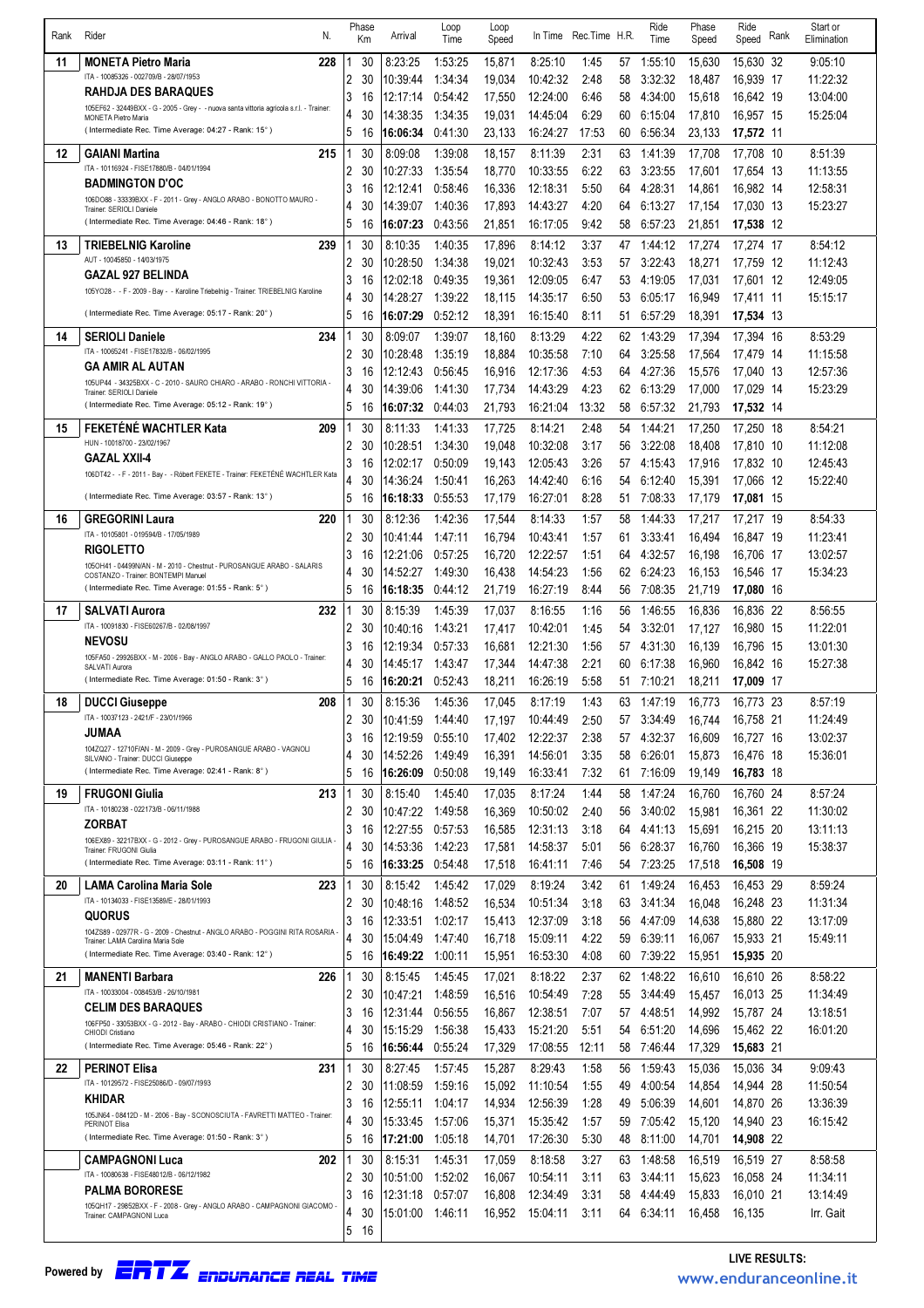| Rank | Rider | N. | Phase | Km | Arrival | Loop Time | Loop Speed | In Time | Rec.Time | H.R. | Ride Time | Phase Speed | Ride Speed | Rank | Start or Elimination |
|---|---|---|---|---|---|---|---|---|---|---|---|---|---|---|---|
| 11 | **MONETA Pietro Maria** | **228** | 1 | 30 | 8:23:25 | 1:53:25 | 15,871 | 8:25:10 | 1:45 | 57 | 1:55:10 | 15,630 | 15,630 | 32 | 9:05:10 |
| | ITA - 10085326 - 002709/B - 28/07/1953 | | 2 | 30 | 10:39:44 | 1:34:34 | 19,034 | 10:42:32 | 2:48 | 58 | 3:32:32 | 18,487 | 16,939 | 17 | 11:22:32 |
| | **RAHDJA DES BARAQUES** | | 3 | 16 | 12:17:14 | 0:54:42 | 17,550 | 12:24:00 | 6:46 | 58 | 4:34:00 | 15,618 | 16,642 | 19 | 13:04:00 |
| | 105EF62 - 32449BXX - G - 2005 - Grey - - nuova santa vittoria agricola s.r.l. - Trainer: MONETA Pietro Maria | | 4 | 30 | 14:38:35 | 1:34:35 | 19,031 | 14:45:04 | 6:29 | 60 | 6:15:04 | 17,810 | 16,957 | 15 | 15:25:04 |
| | ( Intermediate Rec. Time Average: 04:27 - Rank: 15° ) | | 5 | 16 | **16:06:34** | 0:41:30 | 23,133 | 16:24:27 | 17:53 | 60 | 6:56:34 | 23,133 | **17,572** | 11 | |
| 12 | **GAIANI Martina** | **215** | 1 | 30 | 8:09:08 | 1:39:08 | 18,157 | 8:11:39 | 2:31 | 63 | 1:41:39 | 17,708 | 17,708 | 10 | 8:51:39 |
| | ITA - 10116924 - FISE17880/B - 04/01/1994 | | 2 | 30 | 10:27:33 | 1:35:54 | 18,770 | 10:33:55 | 6:22 | 63 | 3:23:55 | 17,601 | 17,654 | 13 | 11:13:55 |
| | **BADMINGTON D'OC** | | 3 | 16 | 12:12:41 | 0:58:46 | 16,336 | 12:18:31 | 5:50 | 64 | 4:28:31 | 14,861 | 16,982 | 14 | 12:58:31 |
| | 106DO88 - 33339BXX - F - 2011 - Grey - ANGLO ARABO - BONOTTO MAURO - Trainer: SERIOLI Daniele | | 4 | 30 | 14:39:07 | 1:40:36 | 17,893 | 14:43:27 | 4:20 | 64 | 6:13:27 | 17,154 | 17,030 | 13 | 15:23:27 |
| | ( Intermediate Rec. Time Average: 04:46 - Rank: 18° ) | | 5 | 16 | **16:07:23** | 0:43:56 | 21,851 | 16:17:05 | 9:42 | 58 | 6:57:23 | 21,851 | **17,538** | 12 | |
| 13 | **TRIEBELNIG Karoline** | **239** | 1 | 30 | 8:10:35 | 1:40:35 | 17,896 | 8:14:12 | 3:37 | 47 | 1:44:12 | 17,274 | 17,274 | 17 | 8:54:12 |
| | AUT - 10045850 - 14/03/1975 | | 2 | 30 | 10:28:50 | 1:34:38 | 19,021 | 10:32:43 | 3:53 | 57 | 3:22:43 | 18,271 | 17,759 | 12 | 11:12:43 |
| | **GAZAL 927 BELINDA** | | 3 | 16 | 12:02:18 | 0:49:35 | 19,361 | 12:09:05 | 6:47 | 53 | 4:19:05 | 17,031 | 17,601 | 12 | 12:49:05 |
| | 105YO28 - - F - 2009 - Bay - - Karoline Triebelnig - Trainer: TRIEBELNIG Karoline | | 4 | 30 | 14:28:27 | 1:39:22 | 18,115 | 14:35:17 | 6:50 | 53 | 6:05:17 | 16,949 | 17,411 | 11 | 15:15:17 |
| | ( Intermediate Rec. Time Average: 05:17 - Rank: 20° ) | | 5 | 16 | **16:07:29** | 0:52:12 | 18,391 | 16:15:40 | 8:11 | 51 | 6:57:29 | 18,391 | **17,534** | 13 | |
| 14 | **SERIOLI Daniele** | **234** | 1 | 30 | 8:09:07 | 1:39:07 | 18,160 | 8:13:29 | 4:22 | 62 | 1:43:29 | 17,394 | 17,394 | 16 | 8:53:29 |
| | ITA - 10065241 - FISE17832/B - 06/02/1995 | | 2 | 30 | 10:28:48 | 1:35:19 | 18,884 | 10:35:58 | 7:10 | 64 | 3:25:58 | 17,564 | 17,479 | 14 | 11:15:58 |
| | **GA AMIR AL AUTAN** | | 3 | 16 | 12:12:43 | 0:56:45 | 16,916 | 12:17:36 | 4:53 | 64 | 4:27:36 | 15,576 | 17,040 | 13 | 12:57:36 |
| | 105UP44 - 34325BXX - C - 2010 - SAURO CHIARO - ARABO - RONCHI VITTORIA - Trainer: SERIOLI Daniele | | 4 | 30 | 14:39:06 | 1:41:30 | 17,734 | 14:43:29 | 4:23 | 62 | 6:13:29 | 17,000 | 17,029 | 14 | 15:23:29 |
| | ( Intermediate Rec. Time Average: 05:12 - Rank: 19° ) | | 5 | 16 | **16:07:32** | 0:44:03 | 21,793 | 16:21:04 | 13:32 | 58 | 6:57:32 | 21,793 | **17,532** | 14 | |
| 15 | **FEKETÉNÉ WACHTLER Kata** | **209** | 1 | 30 | 8:11:33 | 1:41:33 | 17,725 | 8:14:21 | 2:48 | 54 | 1:44:21 | 17,250 | 17,250 | 18 | 8:54:21 |
| | HUN - 10018700 - 23/02/1967 | | 2 | 30 | 10:28:51 | 1:34:30 | 19,048 | 10:32:08 | 3:17 | 56 | 3:22:08 | 18,408 | 17,810 | 10 | 11:12:08 |
| | **GAZAL XXII-4** | | 3 | 16 | 12:02:17 | 0:50:09 | 19,143 | 12:05:43 | 3:26 | 57 | 4:15:43 | 17,916 | 17,832 | 10 | 12:45:43 |
| | 106DT42 - - F - 2011 - Bay - - Róbert FEKETE - Trainer: FEKETÉNÉ WACHTLER Kata | | 4 | 30 | 14:36:24 | 1:50:41 | 16,263 | 14:42:40 | 6:16 | 54 | 6:12:40 | 15,391 | 17,066 | 12 | 15:22:40 |
| | ( Intermediate Rec. Time Average: 03:57 - Rank: 13° ) | | 5 | 16 | **16:18:33** | 0:55:53 | 17,179 | 16:27:01 | 8:28 | 51 | 7:08:33 | 17,179 | **17,081** | 15 | |
| 16 | **GREGORINI Laura** | **220** | 1 | 30 | 8:12:36 | 1:42:36 | 17,544 | 8:14:33 | 1:57 | 58 | 1:44:33 | 17,217 | 17,217 | 19 | 8:54:33 |
| | ITA - 10105801 - 019594/B - 17/05/1989 | | 2 | 30 | 10:41:44 | 1:47:11 | 16,794 | 10:43:41 | 1:57 | 61 | 3:33:41 | 16,494 | 16,847 | 19 | 11:23:41 |
| | **RIGOLETTO** | | 3 | 16 | 12:21:06 | 0:57:25 | 16,720 | 12:22:57 | 1:51 | 64 | 4:32:57 | 16,198 | 16,706 | 17 | 13:02:57 |
| | 105OH41 - 04499N/AN - M - 2010 - Chestnut - PUROSANGUE ARABO - SALARIS COSTANZO - Trainer: BONTEMPI Manuel | | 4 | 30 | 14:52:27 | 1:49:30 | 16,438 | 14:54:23 | 1:56 | 62 | 6:24:23 | 16,153 | 16,546 | 17 | 15:34:23 |
| | ( Intermediate Rec. Time Average: 01:55 - Rank: 5° ) | | 5 | 16 | **16:18:35** | 0:44:12 | 21,719 | 16:27:19 | 8:44 | 56 | 7:08:35 | 21,719 | **17,080** | 16 | |
| 17 | **SALVATI Aurora** | **232** | 1 | 30 | 8:15:39 | 1:45:39 | 17,037 | 8:16:55 | 1:16 | 56 | 1:46:55 | 16,836 | 16,836 | 22 | 8:56:55 |
| | ITA - 10091830 - FISE60267/B - 02/08/1997 | | 2 | 30 | 10:40:16 | 1:43:21 | 17,417 | 10:42:01 | 1:45 | 54 | 3:32:01 | 17,127 | 16,980 | 15 | 11:22:01 |
| | **NEVOSU** | | 3 | 16 | 12:19:34 | 0:57:33 | 16,681 | 12:21:30 | 1:56 | 57 | 4:31:30 | 16,139 | 16,796 | 15 | 13:01:30 |
| | 105FA50 - 29926BXX - M - 2006 - Bay - ANGLO ARABO - GALLO PAOLO - Trainer: SALVATI Aurora | | 4 | 30 | 14:45:17 | 1:43:47 | 17,344 | 14:47:38 | 2:21 | 60 | 6:17:38 | 16,960 | 16,842 | 16 | 15:27:38 |
| | ( Intermediate Rec. Time Average: 01:50 - Rank: 3° ) | | 5 | 16 | **16:20:21** | 0:52:43 | 18,211 | 16:26:19 | 5:58 | 51 | 7:10:21 | 18,211 | **17,009** | 17 | |
| 18 | **DUCCI Giuseppe** | **208** | 1 | 30 | 8:15:36 | 1:45:36 | 17,045 | 8:17:19 | 1:43 | 63 | 1:47:19 | 16,773 | 16,773 | 23 | 8:57:19 |
| | ITA - 10037123 - 2421/F - 23/01/1966 | | 2 | 30 | 10:41:59 | 1:44:40 | 17,197 | 10:44:49 | 2:50 | 57 | 3:34:49 | 16,744 | 16,758 | 21 | 11:24:49 |
| | **JUMAA** | | 3 | 16 | 12:19:59 | 0:55:10 | 17,402 | 12:22:37 | 2:38 | 57 | 4:32:37 | 16,609 | 16,727 | 16 | 13:02:37 |
| | 104ZQ27 - 12710F/AN - M - 2009 - Grey - PUROSANGUE ARABO - VAGNOLI SILVANO - Trainer: DUCCI Giuseppe | | 4 | 30 | 14:52:26 | 1:49:49 | 16,391 | 14:56:01 | 3:35 | 58 | 6:26:01 | 15,873 | 16,476 | 18 | 15:36:01 |
| | ( Intermediate Rec. Time Average: 02:41 - Rank: 8° ) | | 5 | 16 | **16:26:09** | 0:50:08 | 19,149 | 16:33:41 | 7:32 | 61 | 7:16:09 | 19,149 | **16,783** | 18 | |
| 19 | **FRUGONI Giulia** | **213** | 1 | 30 | 8:15:40 | 1:45:40 | 17,035 | 8:17:24 | 1:44 | 58 | 1:47:24 | 16,760 | 16,760 | 24 | 8:57:24 |
| | ITA - 10180238 - 022173/B - 06/11/1988 | | 2 | 30 | 10:47:22 | 1:49:58 | 16,369 | 10:50:02 | 2:40 | 56 | 3:40:02 | 15,981 | 16,361 | 22 | 11:30:02 |
| | **ZORBAT** | | 3 | 16 | 12:27:55 | 0:57:53 | 16,585 | 12:31:13 | 3:18 | 66 | 4:41:13 | 15,691 | 16,215 | 20 | 13:11:13 |
| | 106EX89 - 32217BXX - G - 2012 - Grey - PUROSANGUE ARABO - FRUGONI GIULIA - Trainer: FRUGONI Giulia | | 4 | 30 | 14:53:36 | 1:42:23 | 17,581 | 14:58:37 | 5:01 | 56 | 6:28:37 | 16,760 | 16,366 | 19 | 15:38:37 |
| | ( Intermediate Rec. Time Average: 03:11 - Rank: 11° ) | | 5 | 16 | **16:33:25** | 0:54:48 | 17,518 | 16:41:11 | 7:46 | 54 | 7:23:25 | 17,518 | **16,508** | 19 | |
| 20 | **LAMA Carolina Maria Sole** | **223** | 1 | 30 | 8:15:42 | 1:45:42 | 17,029 | 8:19:24 | 3:42 | 61 | 1:49:24 | 16,453 | 16,453 | 29 | 8:59:24 |
| | ITA - 10134033 - FISE13589/E - 28/01/1993 | | 2 | 30 | 10:48:16 | 1:48:52 | 16,534 | 10:51:34 | 3:18 | 63 | 3:41:34 | 16,048 | 16,248 | 23 | 11:31:34 |
| | **QUORUS** | | 3 | 16 | 12:33:51 | 1:02:17 | 15,413 | 12:37:09 | 3:18 | 56 | 4:47:09 | 14,638 | 15,880 | 22 | 13:17:09 |
| | 104ZS89 - 02977R - G - 2009 - Chestnut - ANGLO ARABO - POGGINI RITA ROSARIA - Trainer: LAMA Carolina Maria Sole | | 4 | 30 | 15:04:49 | 1:47:40 | 16,718 | 15:09:11 | 4:22 | 59 | 6:39:11 | 16,067 | 15,933 | 21 | 15:49:11 |
| | ( Intermediate Rec. Time Average: 03:40 - Rank: 12° ) | | 5 | 16 | **16:49:22** | 1:00:11 | 15,951 | 16:53:30 | 4:08 | 60 | 7:39:22 | 15,951 | **15,935** | 20 | |
| 21 | **MANENTI Barbara** | **226** | 1 | 30 | 8:15:45 | 1:45:45 | 17,021 | 8:18:22 | 2:37 | 62 | 1:48:22 | 16,610 | 16,610 | 26 | 8:58:22 |
| | ITA - 10033004 - 008453/B - 26/10/1981 | | 2 | 30 | 10:47:21 | 1:48:59 | 16,516 | 10:54:49 | 7:28 | 55 | 3:44:49 | 15,457 | 16,013 | 25 | 11:34:49 |
| | **CELIM DES BARAQUES** | | 3 | 16 | 12:31:44 | 0:56:55 | 16,867 | 12:38:51 | 7:07 | 57 | 4:48:51 | 14,992 | 15,787 | 24 | 13:18:51 |
| | 106FP50 - 33053BXX - G - 2012 - Bay - ARABO - CHIODI CRISTIANO - Trainer: CHIODI Cristiano | | 4 | 30 | 15:15:29 | 1:56:38 | 15,433 | 15:21:20 | 5:51 | 54 | 6:51:20 | 14,696 | 15,462 | 22 | 16:01:20 |
| | ( Intermediate Rec. Time Average: 05:46 - Rank: 22° ) | | 5 | 16 | **16:56:44** | 0:55:24 | 17,329 | 17:08:55 | 12:11 | 58 | 7:46:44 | 17,329 | **15,683** | 21 | |
| 22 | **PERINOT Elisa** | **231** | 1 | 30 | 8:27:45 | 1:57:45 | 15,287 | 8:29:43 | 1:58 | 56 | 1:59:43 | 15,036 | 15,036 | 34 | 9:09:43 |
| | ITA - 10129572 - FISE25086/D - 09/07/1993 | | 2 | 30 | 11:08:59 | 1:59:16 | 15,092 | 11:10:54 | 1:55 | 49 | 4:00:54 | 14,854 | 14,944 | 28 | 11:50:54 |
| | **KHIDAR** | | 3 | 16 | 12:55:11 | 1:04:17 | 14,934 | 12:56:39 | 1:28 | 49 | 5:06:39 | 14,601 | 14,870 | 26 | 13:36:39 |
| | 105JN64 - 08412D - M - 2006 - Bay - SCONOSCIUTA - FAVRETTI MATTEO - Trainer: PERINOT Elisa | | 4 | 30 | 15:33:45 | 1:57:06 | 15,371 | 15:35:42 | 1:57 | 59 | 7:05:42 | 15,120 | 14,940 | 23 | 16:15:42 |
| | ( Intermediate Rec. Time Average: 01:50 - Rank: 3° ) | | 5 | 16 | **17:21:00** | 1:05:18 | 14,701 | 17:26:30 | 5:30 | 48 | 8:11:00 | 14,701 | **14,908** | 22 | |
| | **CAMPAGNONI Luca** | **202** | 1 | 30 | 8:15:31 | 1:45:31 | 17,059 | 8:18:58 | 3:27 | 63 | 1:48:58 | 16,519 | 16,519 | 27 | 8:58:58 |
| | ITA - 10080638 - FISE48012/B - 06/12/1982 | | 2 | 30 | 10:51:00 | 1:52:02 | 16,067 | 10:54:11 | 3:11 | 63 | 3:44:11 | 15,623 | 16,058 | 24 | 11:34:11 |
| | **PALMA BORORESE** | | 3 | 16 | 12:31:18 | 0:57:07 | 16,808 | 12:34:49 | 3:31 | 58 | 4:44:49 | 15,833 | 16,010 | 21 | 13:14:49 |
| | 105QH17 - 29852BXX - F - 2008 - Grey - ANGLO ARABO - CAMPAGNONI GIACOMO - Trainer: CAMPAGNONI Luca | | 4 | 30 | 15:01:00 | 1:46:11 | 16,952 | 15:04:11 | 3:11 | 64 | 6:34:11 | 16,458 | 16,135 | | Irr. Gait |
| | | | 5 | 16 | | | | | | | | | | | |

Powered by ERTZ ENDURANCE REAL TIME

LIVE RESULTS: www.enduranceonline.it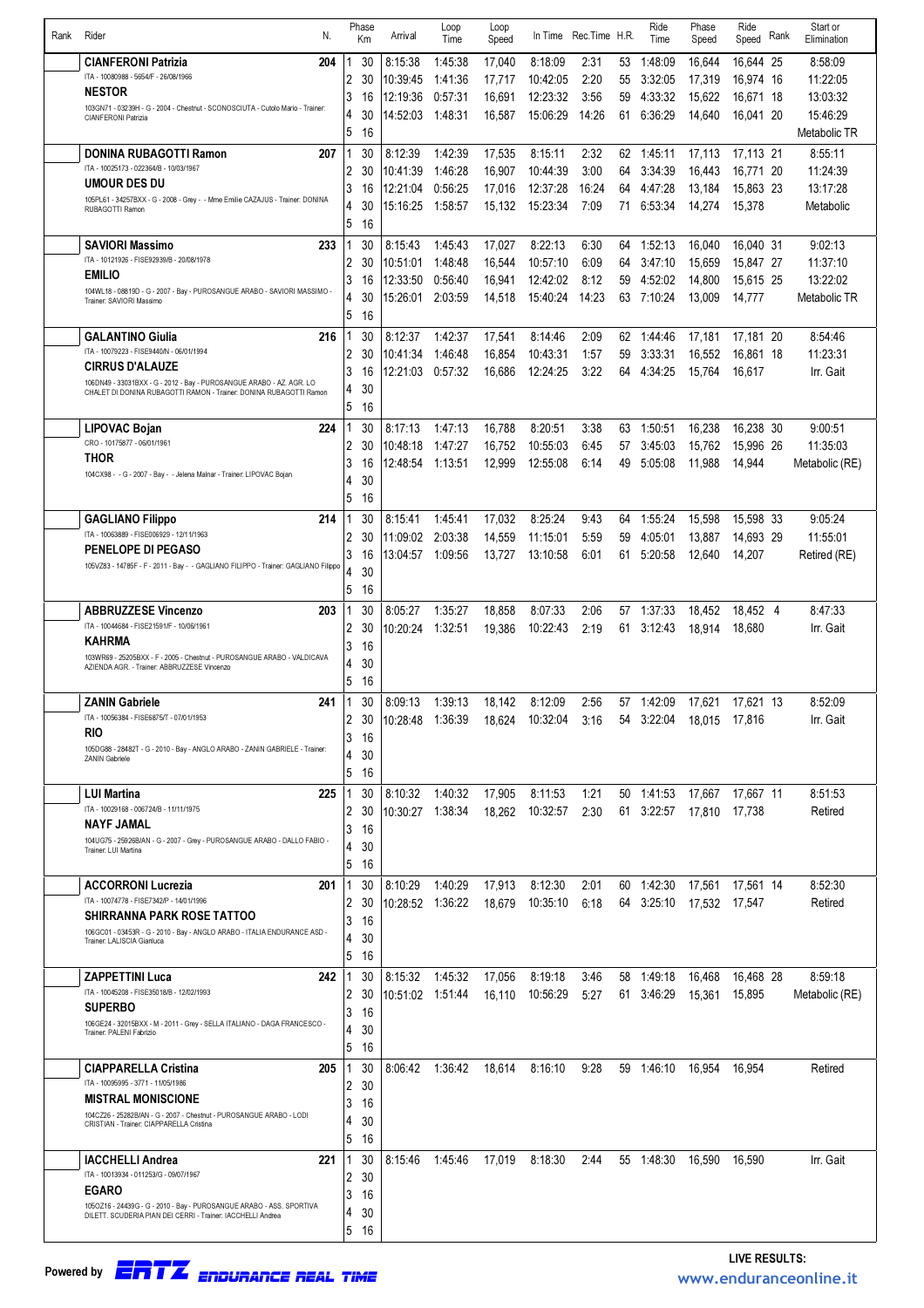| Rank | Rider | N. | Phase | Km | Arrival | Loop Time | Loop Speed | In Time | Rec.Time | H.R. | Ride Time | Phase Speed | Ride Speed | Rank | Start or Elimination |
|---|---|---|---|---|---|---|---|---|---|---|---|---|---|---|---|
| | **CIANFERONI Patrizia** | 204 | 1 | 30 | 8:15:38 | 1:45:38 | 17,040 | 8:18:09 | 2:31 | 53 | 1:48:09 | 16,644 | 16,644 | 25 | 8:58:09 |
| | ITA - 10080988 - 5654/F - 26/08/1966 | | 2 | 30 | 10:39:45 | 1:41:36 | 17,717 | 10:42:05 | 2:20 | 55 | 3:32:05 | 17,319 | 16,974 | 16 | 11:22:05 |
| | **NESTOR** | | 3 | 16 | 12:19:36 | 0:57:31 | 16,691 | 12:23:32 | 3:56 | 59 | 4:33:32 | 15,622 | 16,671 | 18 | 13:03:32 |
| | 103GN71 - 03239H - G - 2004 - Chestnut - SCONOSCIUTA - Cutolo Mario - Trainer: CIANFERONI Patrizia | | 4 | 30 | 14:52:03 | 1:48:31 | 16,587 | 15:06:29 | 14:26 | 61 | 6:36:29 | 14,640 | 16,041 | 20 | 15:46:29 |
| | | | 5 | 16 | | | | | | | | | | | Metabolic TR |
| | **DONINA RUBAGOTTI Ramon** | 207 | 1 | 30 | 8:12:39 | 1:42:39 | 17,535 | 8:15:11 | 2:32 | 62 | 1:45:11 | 17,113 | 17,113 | 21 | 8:55:11 |
| | ITA - 10025173 - 022364/B - 10/03/1967 | | 2 | 30 | 10:41:39 | 1:46:28 | 16,907 | 10:44:39 | 3:00 | 64 | 3:34:39 | 16,443 | 16,771 | 20 | 11:24:39 |
| | **UMOUR DES DU** | | 3 | 16 | 12:21:04 | 0:56:25 | 17,016 | 12:37:28 | 16:24 | 64 | 4:47:28 | 13,184 | 15,863 | 23 | 13:17:28 |
| | 105PL61 - 34257BXX - G - 2008 - Grey - - Mme Emilie CAZAJUS - Trainer: DONINA RUBAGOTTI Ramon | | 4 | 30 | 15:16:25 | 1:58:57 | 15,132 | 15:23:34 | 7:09 | 71 | 6:53:34 | 14,274 | 15,378 | | Metabolic |
| | | | 5 | 16 | | | | | | | | | | | |
| | **SAVIORI Massimo** | 233 | 1 | 30 | 8:15:43 | 1:45:43 | 17,027 | 8:22:13 | 6:30 | 64 | 1:52:13 | 16,040 | 16,040 | 31 | 9:02:13 |
| | ITA - 10121926 - FISE92939/B - 20/08/1978 | | 2 | 30 | 10:51:01 | 1:48:48 | 16,544 | 10:57:10 | 6:09 | 64 | 3:47:10 | 15,659 | 15,847 | 27 | 11:37:10 |
| | **EMILIO** | | 3 | 16 | 12:33:50 | 0:56:40 | 16,941 | 12:42:02 | 8:12 | 59 | 4:52:02 | 14,800 | 15,615 | 25 | 13:22:02 |
| | 104WL18 - 08819D - G - 2007 - Bay - PUROSANGUE ARABO - SAVIORI MASSIMO - Trainer: SAVIORI Massimo | | 4 | 30 | 15:26:01 | 2:03:59 | 14,518 | 15:40:24 | 14:23 | 63 | 7:10:24 | 13,009 | 14,777 | | Metabolic TR |
| | | | 5 | 16 | | | | | | | | | | | |
| | **GALANTINO Giulia** | 216 | 1 | 30 | 8:12:37 | 1:42:37 | 17,541 | 8:14:46 | 2:09 | 62 | 1:44:46 | 17,181 | 17,181 | 20 | 8:54:46 |
| | ITA - 10079223 - FISE9440/N - 06/01/1994 | | 2 | 30 | 10:41:34 | 1:46:48 | 16,854 | 10:43:31 | 1:57 | 59 | 3:33:31 | 16,552 | 16,861 | 18 | 11:23:31 |
| | **CIRRUS D'ALAUZE** | | 3 | 16 | 12:21:03 | 0:57:32 | 16,686 | 12:24:25 | 3:22 | 64 | 4:34:25 | 15,764 | 16,617 | | Irr. Gait |
| | 106DN49 - 33031BXX - G - 2012 - Bay - PUROSANGUE ARABO - AZ. AGR. LO CHALET DI DONINA RUBAGOTTI RAMON - Trainer: DONINA RUBAGOTTI Ramon | | 4 | 30 | | | | | | | | | | | |
| | | | 5 | 16 | | | | | | | | | | | |
| | **LIPOVAC Bojan** | 224 | 1 | 30 | 8:17:13 | 1:47:13 | 16,788 | 8:20:51 | 3:38 | 63 | 1:50:51 | 16,238 | 16,238 | 30 | 9:00:51 |
| | CRO - 10175877 - 06/01/1961 | | 2 | 30 | 10:48:18 | 1:47:27 | 16,752 | 10:55:03 | 6:45 | 57 | 3:45:03 | 15,762 | 15,996 | 26 | 11:35:03 |
| | **THOR** | | 3 | 16 | 12:48:54 | 1:13:51 | 12,999 | 12:55:08 | 6:14 | 49 | 5:05:08 | 11,988 | 14,944 | | Metabolic (RE) |
| | 104CX98 - - G - 2007 - Bay - - Jelena Malnar - Trainer: LIPOVAC Bojan | | 4 | 30 | | | | | | | | | | | |
| | | | 5 | 16 | | | | | | | | | | | |
| | **GAGLIANO Filippo** | 214 | 1 | 30 | 8:15:41 | 1:45:41 | 17,032 | 8:25:24 | 9:43 | 64 | 1:55:24 | 15,598 | 15,598 | 33 | 9:05:24 |
| | ITA - 10063889 - FISE006929 - 12/11/1963 | | 2 | 30 | 11:09:02 | 2:03:38 | 14,559 | 11:15:01 | 5:59 | 59 | 4:05:01 | 13,887 | 14,693 | 29 | 11:55:01 |
| | **PENELOPE DI PEGASO** | | 3 | 16 | 13:04:57 | 1:09:56 | 13,727 | 13:10:58 | 6:01 | 61 | 5:20:58 | 12,640 | 14,207 | | Retired (RE) |
| | 105VZ83 - 14785F - F - 2011 - Bay - - GAGLIANO FILIPPO - Trainer: GAGLIANO Filippo | | 4 | 30 | | | | | | | | | | | |
| | | | 5 | 16 | | | | | | | | | | | |
| | **ABBRUZZESE Vincenzo** | 203 | 1 | 30 | 8:05:27 | 1:35:27 | 18,858 | 8:07:33 | 2:06 | 57 | 1:37:33 | 18,452 | 18,452 | 4 | 8:47:33 |
| | ITA - 10044684 - FISE21591/F - 10/06/1961 | | 2 | 30 | 10:20:24 | 1:32:51 | 19,386 | 10:22:43 | 2:19 | 61 | 3:12:43 | 18,914 | 18,680 | | Irr. Gait |
| | **KAHRMA** | | 3 | 16 | | | | | | | | | | | |
| | 103WR69 - 25205BXX - F - 2005 - Chestnut - PUROSANGUE ARABO - VALDICAVA AZIENDA AGR. - Trainer: ABBRUZZESE Vincenzo | | 4 | 30 | | | | | | | | | | | |
| | | | 5 | 16 | | | | | | | | | | | |
| | **ZANIN Gabriele** | 241 | 1 | 30 | 8:09:13 | 1:39:13 | 18,142 | 8:12:09 | 2:56 | 57 | 1:42:09 | 17,621 | 17,621 | 13 | 8:52:09 |
| | ITA - 10056384 - FISE6875/T - 07/01/1953 | | 2 | 30 | 10:28:48 | 1:36:39 | 18,624 | 10:32:04 | 3:16 | 54 | 3:22:04 | 18,015 | 17,816 | | Irr. Gait |
| | **RIO** | | 3 | 16 | | | | | | | | | | | |
| | 105DG88 - 28482T - G - 2010 - Bay - ANGLO ARABO - ZANIN GABRIELE - Trainer: ZANIN Gabriele | | 4 | 30 | | | | | | | | | | | |
| | | | 5 | 16 | | | | | | | | | | | |
| | **LUI Martina** | 225 | 1 | 30 | 8:10:32 | 1:40:32 | 17,905 | 8:11:53 | 1:21 | 50 | 1:41:53 | 17,667 | 17,667 | 11 | 8:51:53 |
| | ITA - 10029168 - 006724/B - 11/11/1975 | | 2 | 30 | 10:30:27 | 1:38:34 | 18,262 | 10:32:57 | 2:30 | 61 | 3:22:57 | 17,810 | 17,738 | | Retired |
| | **NAYF JAMAL** | | 3 | 16 | | | | | | | | | | | |
| | 104UG75 - 25926B/AN - G - 2007 - Grey - PUROSANGUE ARABO - DALLO FABIO - Trainer: LUI Martina | | 4 | 30 | | | | | | | | | | | |
| | | | 5 | 16 | | | | | | | | | | | |
| | **ACCORRONI Lucrezia** | 201 | 1 | 30 | 8:10:29 | 1:40:29 | 17,913 | 8:12:30 | 2:01 | 60 | 1:42:30 | 17,561 | 17,561 | 14 | 8:52:30 |
| | ITA - 10074778 - FISE7342/P - 14/01/1996 | | 2 | 30 | 10:28:52 | 1:36:22 | 18,679 | 10:35:10 | 6:18 | 64 | 3:25:10 | 17,532 | 17,547 | | Retired |
| | **SHIRRANNA PARK ROSE TATTOO** | | 3 | 16 | | | | | | | | | | | |
| | 106GC01 - 03453R - G - 2010 - Bay - ANGLO ARABO - ITALIA ENDURANCE ASD - Trainer: LALISCIA Gianluca | | 4 | 30 | | | | | | | | | | | |
| | | | 5 | 16 | | | | | | | | | | | |
| | **ZAPPETTINI Luca** | 242 | 1 | 30 | 8:15:32 | 1:45:32 | 17,056 | 8:19:18 | 3:46 | 58 | 1:49:18 | 16,468 | 16,468 | 28 | 8:59:18 |
| | ITA - 10045208 - FISE35018/B - 12/02/1993 | | 2 | 30 | 10:51:02 | 1:51:44 | 16,110 | 10:56:29 | 5:27 | 61 | 3:46:29 | 15,361 | 15,895 | | Metabolic (RE) |
| | **SUPERBO** | | 3 | 16 | | | | | | | | | | | |
| | 106GE24 - 32015BXX - M - 2011 - Grey - SELLA ITALIANO - DAGA FRANCESCO - Trainer: PALENI Fabrizio | | 4 | 30 | | | | | | | | | | | |
| | | | 5 | 16 | | | | | | | | | | | |
| | **CIAPPARELLA Cristina** | 205 | 1 | 30 | 8:06:42 | 1:36:42 | 18,614 | 8:16:10 | 9:28 | 59 | 1:46:10 | 16,954 | 16,954 | | Retired |
| | ITA - 10095995 - 3771 - 11/05/1986 | | 2 | 30 | | | | | | | | | | | |
| | **MISTRAL MONISCIONE** | | 3 | 16 | | | | | | | | | | | |
| | 104CZ26 - 25282B/AN - G - 2007 - Chestnut - PUROSANGUE ARABO - LODI CRISTIAN - Trainer: CIAPPARELLA Cristina | | 4 | 30 | | | | | | | | | | | |
| | | | 5 | 16 | | | | | | | | | | | |
| | **IACCHELLI Andrea** | 221 | 1 | 30 | 8:15:46 | 1:45:46 | 17,019 | 8:18:30 | 2:44 | 55 | 1:48:30 | 16,590 | 16,590 | | Irr. Gait |
| | ITA - 10013934 - 011253/G - 09/07/1967 | | 2 | 30 | | | | | | | | | | | |
| | **EGARO** | | 3 | 16 | | | | | | | | | | | |
| | 105OZ16 - 24439G - G - 2010 - Bay - PUROSANGUE ARABO - ASS. SPORTIVA DILETT. SCUDERIA PIAN DEI CERRI - Trainer: IACCHELLI Andrea | | 4 | 30 | | | | | | | | | | | |
| | | | 5 | 16 | | | | | | | | | | | |

Powered by ERTZ ENDURANCE REAL TIME

LIVE RESULTS: www.enduranceonline.it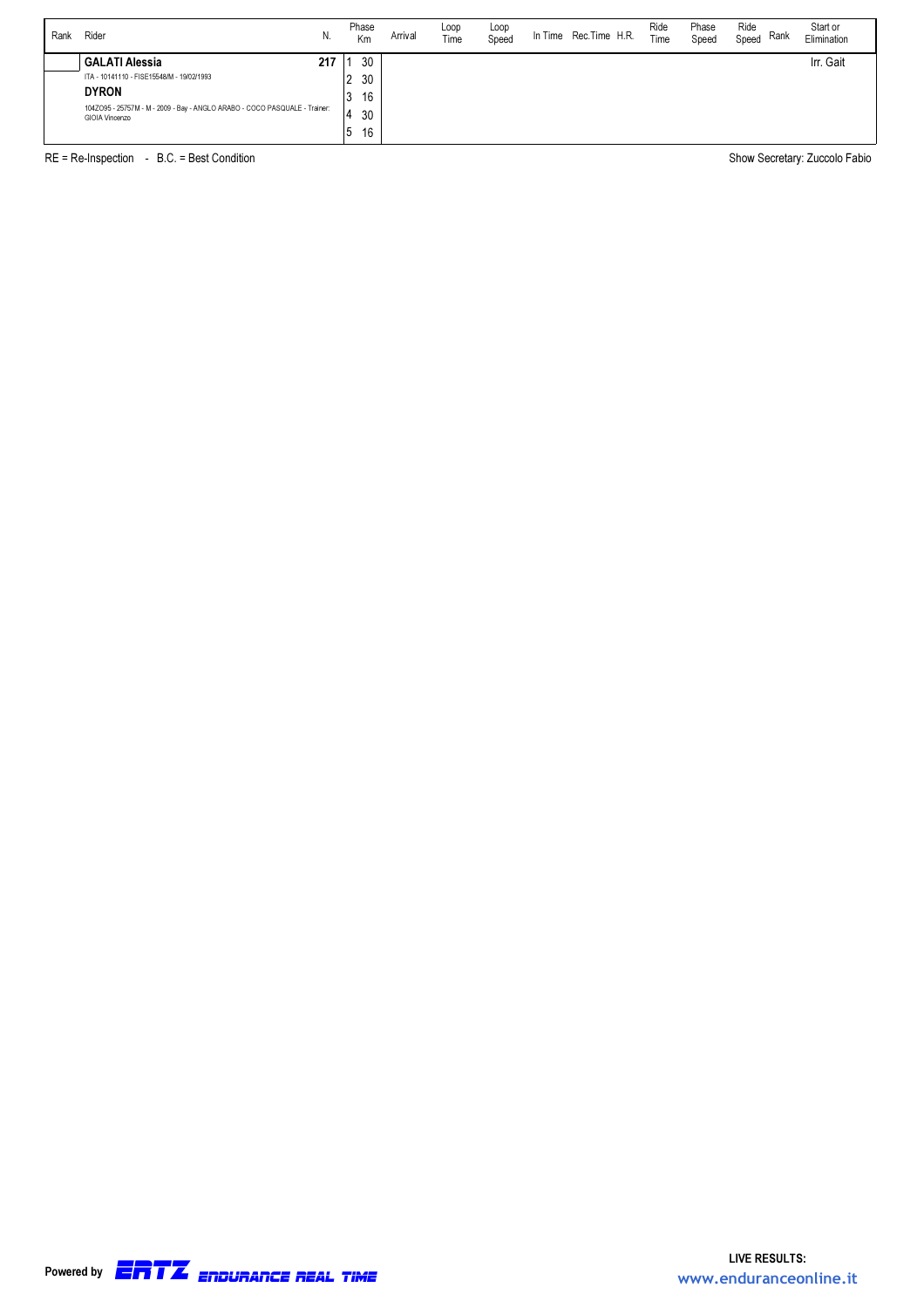| Rank | Rider | N. | Phase | Km | Arrival | Loop Time | Loop Speed | In Time | Rec.Time | H.R. | Ride Time | Phase Speed | Ride Speed | Rank | Start or Elimination |
|---|---|---|---|---|---|---|---|---|---|---|---|---|---|---|---|
| | **GALATI Alessia** | **217** | 1 | 30 | | | | | | | | | | | Irr. Gait |
| | ITA - 10141110 - FISE15548/M - 19/02/1993 | | 2 | 30 | | | | | | | | | | | |
| | **DYRON** | | 3 | 16 | | | | | | | | | | | |
| | 104ZO95 - 25757M - M - 2009 - Bay - ANGLO ARABO - COCO PASQUALE - Trainer: GIOIA Vincenzo | | 4 | 30 | | | | | | | | | | | |
| | | | 5 | 16 | | | | | | | | | | | |

RE = Re-Inspection - B.C. = Best Condition

Show Secretary: Zuccolo Fabio

Powered by ERTZ ENDURANCE REAL TIME

LIVE RESULTS: www.enduranceonline.it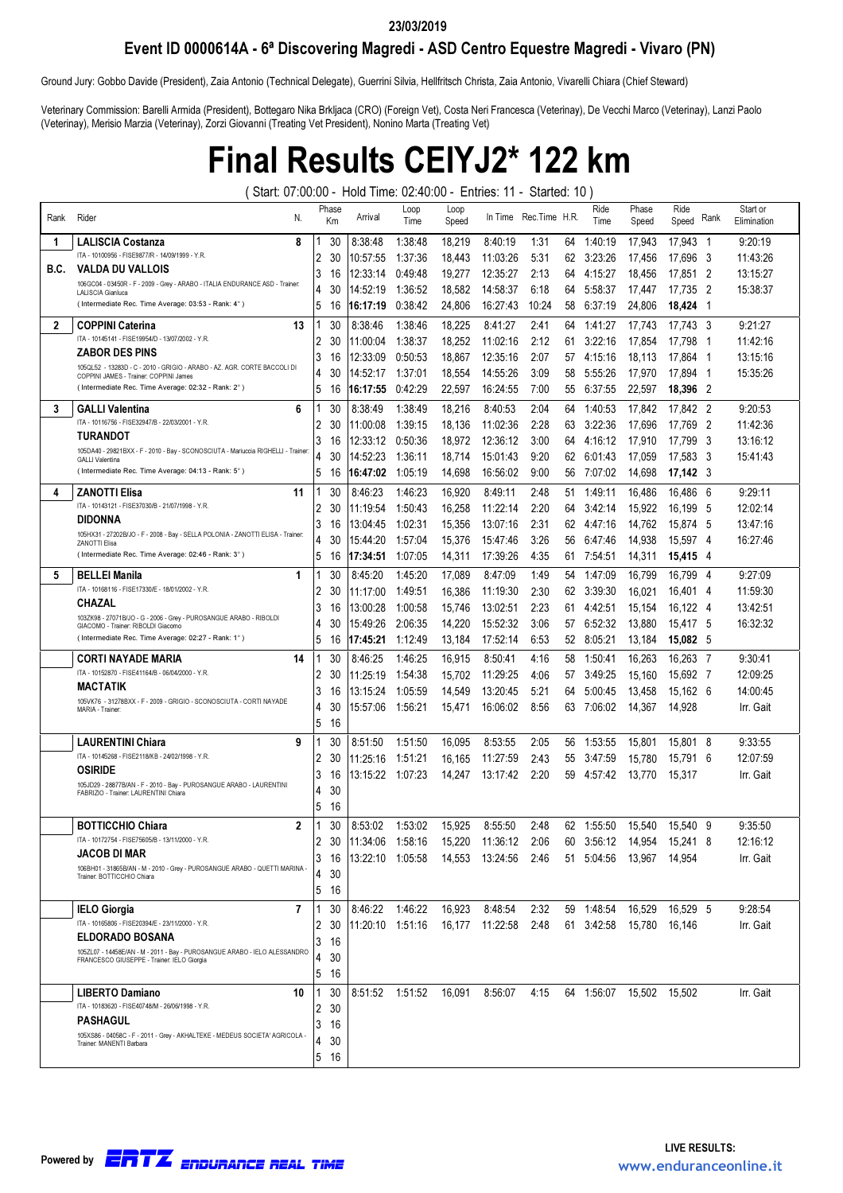**23/03/2019**

## Event ID 0000614A - 6ª Discovering Magredi - ASD Centro Equestre Magredi - Vivaro (PN)

Ground Jury: Gobbo Davide (President), Zaia Antonio (Technical Delegate), Guerrini Silvia, Hellfritsch Christa, Zaia Antonio, Vivarelli Chiara (Chief Steward)

Veterinary Commission: Barelli Armida (President), Bottegaro Nika Brkljaca (CRO) (Foreign Vet), Costa Neri Francesca (Veterinay), De Vecchi Marco (Veterinay), Lanzi Paolo (Veterinay), Merisio Marzia (Veterinay), Zorzi Giovanni (Treating Vet President), Nonino Marta (Treating Vet)

# Final Results CEIYJ2* 122 km

( Start: 07:00:00 - Hold Time: 02:40:00 - Entries: 11 - Started: 10 )

| Rank | Rider | N. | Phase | Km | Arrival | Loop Time | Loop Speed | In Time | Rec.Time | H.R. | Ride Time | Phase Speed | Ride Speed | Rank | Start or Elimination |
|---|---|---|---|---|---|---|---|---|---|---|---|---|---|---|---|
| 1 | **LALISCIA Costanza** | 8 | 1 | 30 | 8:38:48 | 1:38:48 | 18,219 | 8:40:19 | 1:31 | 64 | 1:40:19 | 17,943 | 17,943 | 1 | 9:20:19 |
| | ITA - 10100956 - FISE9877/R - 14/09/1999 - Y.R. | | 2 | 30 | 10:57:55 | 1:37:36 | 18,443 | 11:03:26 | 5:31 | 62 | 3:23:26 | 17,456 | 17,696 | 3 | 11:43:26 |
| B.C. | **VALDA DU VALLOIS** | | 3 | 16 | 12:33:14 | 0:49:48 | 19,277 | 12:35:27 | 2:13 | 64 | 4:15:27 | 18,456 | 17,851 | 2 | 13:15:27 |
| | 106GC04 - 03450R - F - 2009 - Grey - ARABO - ITALIA ENDURANCE ASD - Trainer: LALISCIA Gianluca | | 4 | 30 | 14:52:19 | 1:36:52 | 18,582 | 14:58:37 | 6:18 | 64 | 5:58:37 | 17,447 | 17,735 | 2 | 15:38:37 |
| | ( Intermediate Rec. Time Average: 03:53 - Rank: 4° ) | | 5 | 16 | **16:17:19** | 0:38:42 | 24,806 | 16:27:43 | 10:24 | 58 | 6:37:19 | 24,806 | **18,424** | 1 | |
| 2 | **COPPINI Caterina** | 13 | 1 | 30 | 8:38:46 | 1:38:46 | 18,225 | 8:41:27 | 2:41 | 64 | 1:41:27 | 17,743 | 17,743 | 3 | 9:21:27 |
| | ITA - 10145141 - FISE19954/D - 13/07/2002 - Y.R. | | 2 | 30 | 11:00:04 | 1:38:37 | 18,252 | 11:02:16 | 2:12 | 61 | 3:22:16 | 17,854 | 17,798 | 1 | 11:42:16 |
| | **ZABOR DES PINS** | | 3 | 16 | 12:33:09 | 0:50:53 | 18,867 | 12:35:16 | 2:07 | 57 | 4:15:16 | 18,113 | 17,864 | 1 | 13:15:16 |
| | 105QL52 - 13283D - C - 2010 - GRIGIO - ARABO - AZ. AGR. CORTE BACCOLI DI COPPINI JAMES - Trainer: COPPINI James | | 4 | 30 | 14:52:17 | 1:37:01 | 18,554 | 14:55:26 | 3:09 | 58 | 5:55:26 | 17,970 | 17,894 | 1 | 15:35:26 |
| | ( Intermediate Rec. Time Average: 02:32 - Rank: 2° ) | | 5 | 16 | **16:17:55** | 0:42:29 | 22,597 | 16:24:55 | 7:00 | 55 | 6:37:55 | 22,597 | **18,396** | 2 | |
| 3 | **GALLI Valentina** | 6 | 1 | 30 | 8:38:49 | 1:38:49 | 18,216 | 8:40:53 | 2:04 | 64 | 1:40:53 | 17,842 | 17,842 | 2 | 9:20:53 |
| | ITA - 10116756 - FISE32947/B - 22/03/2001 - Y.R. | | 2 | 30 | 11:00:08 | 1:39:15 | 18,136 | 11:02:36 | 2:28 | 63 | 3:22:36 | 17,696 | 17,769 | 2 | 11:42:36 |
| | **TURANDOT** | | 3 | 16 | 12:33:12 | 0:50:36 | 18,972 | 12:36:12 | 3:00 | 64 | 4:16:12 | 17,910 | 17,799 | 3 | 13:16:12 |
| | 105DA40 - 29821BXX - F - 2010 - Bay - SCONOSCIUTA - Mariuccia RIGHELLI - Trainer: GALLI Valentina | | 4 | 30 | 14:52:23 | 1:36:11 | 18,714 | 15:01:43 | 9:20 | 62 | 6:01:43 | 17,059 | 17,583 | 3 | 15:41:43 |
| | ( Intermediate Rec. Time Average: 04:13 - Rank: 5° ) | | 5 | 16 | **16:47:02** | 1:05:19 | 14,698 | 16:56:02 | 9:00 | 56 | 7:07:02 | 14,698 | **17,142** | 3 | |
| 4 | **ZANOTTI Elisa** | 11 | 1 | 30 | 8:46:23 | 1:46:23 | 16,920 | 8:49:11 | 2:48 | 51 | 1:49:11 | 16,486 | 16,486 | 6 | 9:29:11 |
| | ITA - 10143121 - FISE37030/B - 21/07/1998 - Y.R. | | 2 | 30 | 11:19:54 | 1:50:43 | 16,258 | 11:22:14 | 2:20 | 64 | 3:42:14 | 15,922 | 16,199 | 5 | 12:02:14 |
| | **DIDONNA** | | 3 | 16 | 13:04:45 | 1:02:31 | 15,356 | 13:07:16 | 2:31 | 62 | 4:47:16 | 14,762 | 15,874 | 5 | 13:47:16 |
| | 105HX31 - 27202B/JO - F - 2008 - Bay - SELLA POLONIA - ZANOTTI ELISA - Trainer: ZANOTTI Elisa | | 4 | 30 | 15:44:20 | 1:57:04 | 15,376 | 15:47:46 | 3:26 | 56 | 6:47:46 | 14,938 | 15,597 | 4 | 16:27:46 |
| | ( Intermediate Rec. Time Average: 02:46 - Rank: 3° ) | | 5 | 16 | **17:34:51** | 1:07:05 | 14,311 | 17:39:26 | 4:35 | 61 | 7:54:51 | 14,311 | **15,415** | 4 | |
| 5 | **BELLEI Manila** | 1 | 1 | 30 | 8:45:20 | 1:45:20 | 17,089 | 8:47:09 | 1:49 | 54 | 1:47:09 | 16,799 | 16,799 | 4 | 9:27:09 |
| | ITA - 10168116 - FISE17330/E - 18/01/2002 - Y.R. | | 2 | 30 | 11:17:00 | 1:49:51 | 16,386 | 11:19:30 | 2:30 | 62 | 3:39:30 | 16,021 | 16,401 | 4 | 11:59:30 |
| | **CHAZAL** | | 3 | 16 | 13:00:28 | 1:00:58 | 15,746 | 13:02:51 | 2:23 | 61 | 4:42:51 | 15,154 | 16,122 | 4 | 13:42:51 |
| | 103ZK98 - 27071B/JO - G - 2006 - Grey - PUROSANGUE ARABO - RIBOLDI GIACOMO - Trainer: RIBOLDI Giacomo | | 4 | 30 | 15:49:26 | 2:06:35 | 14,220 | 15:52:32 | 3:06 | 57 | 6:52:32 | 13,880 | 15,417 | 5 | 16:32:32 |
| | ( Intermediate Rec. Time Average: 02:27 - Rank: 1° ) | | 5 | 16 | **17:45:21** | 1:12:49 | 13,184 | 17:52:14 | 6:53 | 52 | 8:05:21 | 13,184 | **15,082** | 5 | |
| | **CORTI NAYADE MARIA** | 14 | 1 | 30 | 8:46:25 | 1:46:25 | 16,915 | 8:50:41 | 4:16 | 58 | 1:50:41 | 16,263 | 16,263 | 7 | 9:30:41 |
| | ITA - 10152870 - FISE41164/B - 06/04/2000 - Y.R. | | 2 | 30 | 11:25:19 | 1:54:38 | 15,702 | 11:29:25 | 4:06 | 57 | 3:49:25 | 15,160 | 15,692 | 7 | 12:09:25 |
| | **MACTATIK** | | 3 | 16 | 13:15:24 | 1:05:59 | 14,549 | 13:20:45 | 5:21 | 64 | 5:00:45 | 13,458 | 15,162 | 6 | 14:00:45 |
| | 105VK76 - 31278BXX - F - 2009 - GRIGIO - SCONOSCIUTA - CORTI NAYADE MARIA - Trainer: | | 4 | 30 | 15:57:06 | 1:56:21 | 15,471 | 16:06:02 | 8:56 | 63 | 7:06:02 | 14,367 | 14,928 | | Irr. Gait |
| | | | 5 | 16 | | | | | | | | | | | |
| | **LAURENTINI Chiara** | 9 | 1 | 30 | 8:51:50 | 1:51:50 | 16,095 | 8:53:55 | 2:05 | 56 | 1:53:55 | 15,801 | 15,801 | 8 | 9:33:55 |
| | ITA - 10145268 - FISE2118/KB - 24/02/1998 - Y.R. | | 2 | 30 | 11:25:16 | 1:51:21 | 16,165 | 11:27:59 | 2:43 | 55 | 3:47:59 | 15,780 | 15,791 | 6 | 12:07:59 |
| | **OSIRIDE** | | 3 | 16 | 13:15:22 | 1:07:23 | 14,247 | 13:17:42 | 2:20 | 59 | 4:57:42 | 13,770 | 15,317 | | Irr. Gait |
| | 105JD29 - 28877B/AN - F - 2010 - Bay - PUROSANGUE ARABO - LAURENTINI FABRIZIO - Trainer: LAURENTINI Chiara | | 4 | 30 | | | | | | | | | | | |
| | | | 5 | 16 | | | | | | | | | | | |
| | **BOTTICCHIO Chiara** | 2 | 1 | 30 | 8:53:02 | 1:53:02 | 15,925 | 8:55:50 | 2:48 | 62 | 1:55:50 | 15,540 | 15,540 | 9 | 9:35:50 |
| | ITA - 10172754 - FISE75605/B - 13/11/2000 - Y.R. | | 2 | 30 | 11:34:06 | 1:58:16 | 15,220 | 11:36:12 | 2:06 | 60 | 3:56:12 | 14,954 | 15,241 | 8 | 12:16:12 |
| | **JACOB DI MAR** | | 3 | 16 | 13:22:10 | 1:05:58 | 14,553 | 13:24:56 | 2:46 | 51 | 5:04:56 | 13,967 | 14,954 | | Irr. Gait |
| | 106BH01 - 31865B/AN - M - 2010 - Grey - PUROSANGUE ARABO - QUETTI MARINA - Trainer: BOTTICCHIO Chiara | | 4 | 30 | | | | | | | | | | | |
| | | | 5 | 16 | | | | | | | | | | | |
| | **IELO Giorgia** | 7 | 1 | 30 | 8:46:22 | 1:46:22 | 16,923 | 8:48:54 | 2:32 | 59 | 1:48:54 | 16,529 | 16,529 | 5 | 9:28:54 |
| | ITA - 10165806 - FISE20394/E - 23/11/2000 - Y.R. | | 2 | 30 | 11:20:10 | 1:51:16 | 16,177 | 11:22:58 | 2:48 | 61 | 3:42:58 | 15,780 | 16,146 | | Irr. Gait |
| | **ELDORADO BOSANA** | | 3 | 16 | | | | | | | | | | | |
| | 105ZL07 - 14458E/AN - M - 2011 - Bay - PUROSANGUE ARABO - IELO ALESSANDRO FRANCESCO GIUSEPPE - Trainer: IELO Giorgia | | 4 | 30 | | | | | | | | | | | |
| | | | 5 | 16 | | | | | | | | | | | |
| | **LIBERTO Damiano** | 10 | 1 | 30 | 8:51:52 | 1:51:52 | 16,091 | 8:56:07 | 4:15 | 64 | 1:56:07 | 15,502 | 15,502 | | Irr. Gait |
| | ITA - 10183620 - FISE40748/M - 26/06/1998 - Y.R. | | 2 | 30 | | | | | | | | | | | |
| | **PASHAGUL** | | 3 | 16 | | | | | | | | | | | |
| | 105XS86 - 04058C - F - 2011 - Grey - AKHALTEKE - MEDEUS SOCIETA' AGRICOLA - Trainer: MANENTI Barbara | | 4 | 30 | | | | | | | | | | | |
| | | | 5 | 16 | | | | | | | | | | | |

Powered by ERTZ ENDURANCE REAL TIME

LIVE RESULTS: www.enduranceonline.it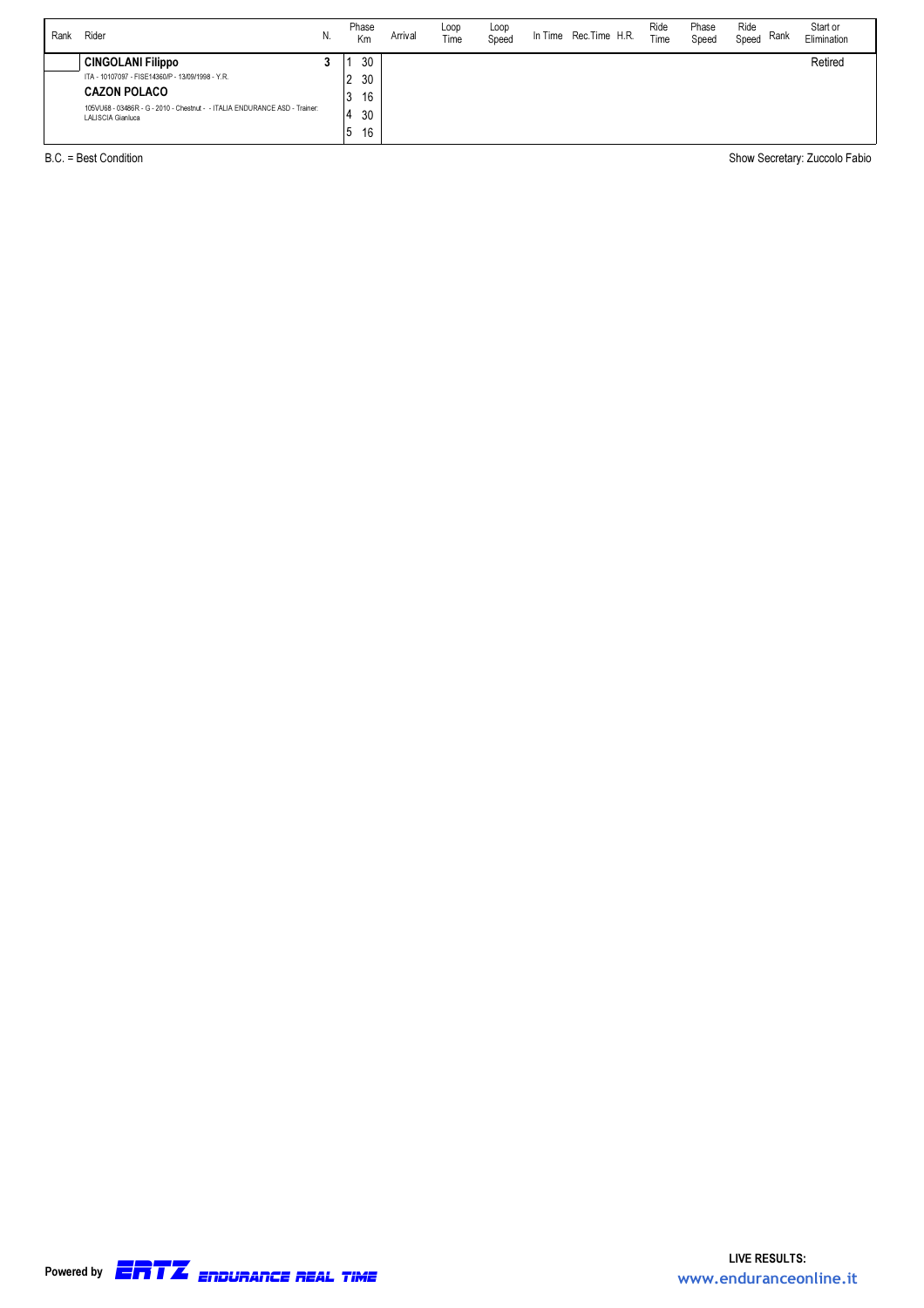| Rank | Rider | N. | Phase Km | Arrival | Loop Time | Loop Speed | In Time | Rec.Time | H.R. | Ride Time | Phase Speed | Ride Speed | Rank | Start or Elimination |
|---|---|---|---|---|---|---|---|---|---|---|---|---|---|---|
| | **CINGOLANI Filippo**<br>ITA - 10107097 - FISE14360/P - 13/09/1998 - Y.R.<br>**CAZON POLACO**<br>105VU68 - 03486R - G - 2010 - Chestnut - - ITALIA ENDURANCE ASD - Trainer: LALISCIA Gianluca | 3 | 1 30<br>2 30<br>3 16<br>4 30<br>5 16 | | | | | | | | | | | Retired |

B.C. = Best Condition

Show Secretary: Zuccolo Fabio

Powered by ERTZ ENDURANCE REAL TIME

LIVE RESULTS: www.enduranceonline.it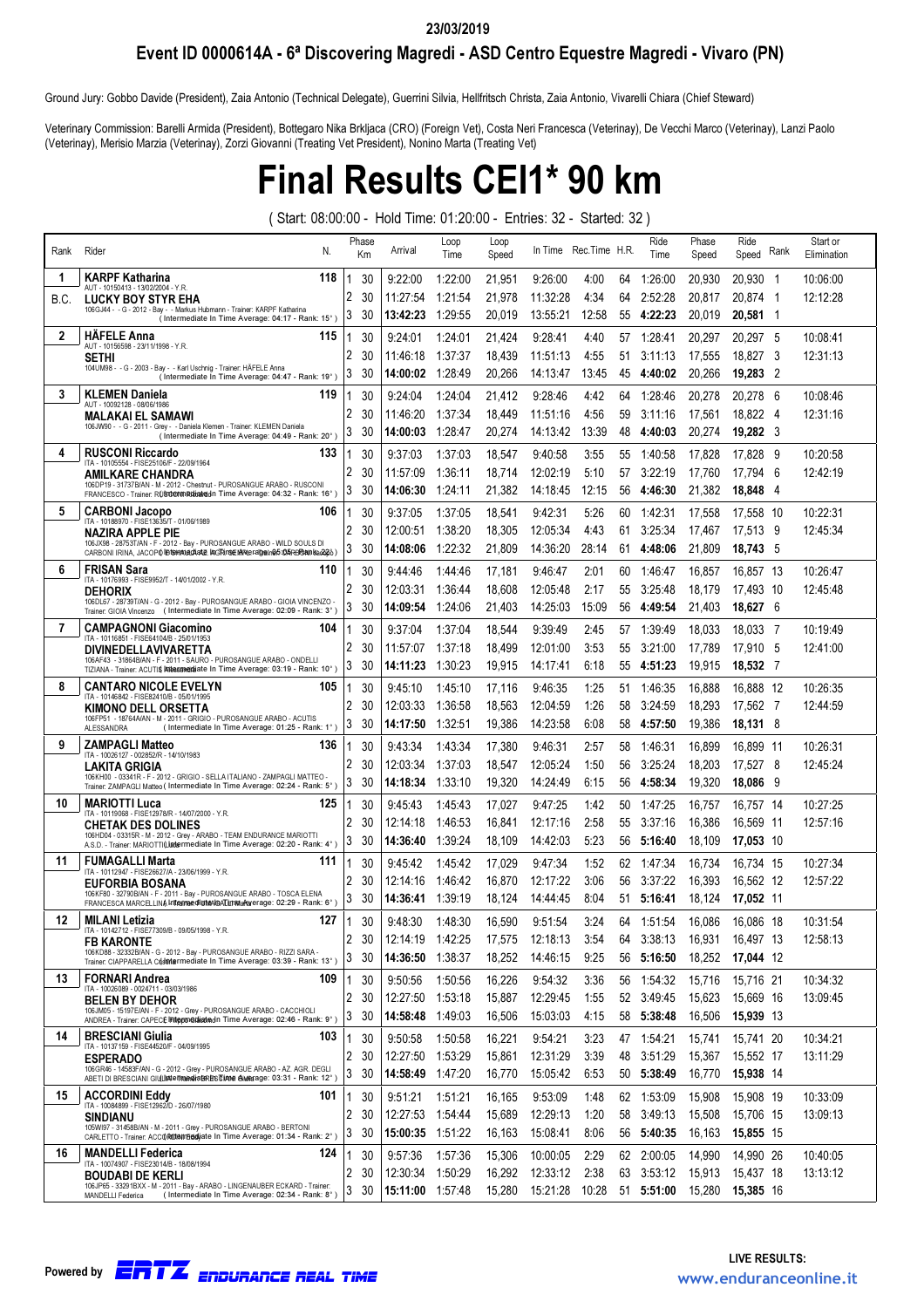23/03/2019

## Event ID 0000614A - 6ª Discovering Magredi - ASD Centro Equestre Magredi - Vivaro (PN)

Ground Jury: Gobbo Davide (President), Zaia Antonio (Technical Delegate), Guerrini Silvia, Hellfritsch Christa, Zaia Antonio, Vivarelli Chiara (Chief Steward)

Veterinary Commission: Barelli Armida (President), Bottegaro Nika Brkljaca (CRO) (Foreign Vet), Costa Neri Francesca (Veterinay), De Vecchi Marco (Veterinay), Lanzi Paolo (Veterinay), Merisio Marzia (Veterinay), Zorzi Giovanni (Treating Vet President), Nonino Marta (Treating Vet)

# Final Results CEI1* 90 km

( Start: 08:00:00 - Hold Time: 01:20:00 - Entries: 32 - Started: 32 )

| Rank | Rider | N. | Phase | Km | Arrival | Loop Time | Loop Speed | In Time | Rec.Time | H.R. | Ride Time | Phase Speed | Ride Speed | Rank | Start or Elimination |
|---|---|---|---|---|---|---|---|---|---|---|---|---|---|---|---|
| 1 | **KARPF Katharina** AUT - 10150413 - 13/02/2004 - Y.R. | 118 | 1 | 30 | 9:22:00 | 1:22:00 | 21,951 | 9:26:00 | 4:00 | 64 | 1:26:00 | 20,930 | 20,930 | 1 | 10:06:00 |
| B.C. | **LUCKY BOY STYR EHA** | | 2 | 30 | 11:27:54 | 1:21:54 | 21,978 | 11:32:28 | 4:34 | 64 | 2:52:28 | 20,817 | 20,874 | 1 | 12:12:28 |
| | 106GJ44 - - G - 2012 - Bay - - Markus Hubmann - Trainer: KARPF Katharina (Intermediate In Time Average: 04:17 - Rank: 15°) | | 3 | 30 | **13:42:23** | 1:29:55 | 20,019 | 13:55:21 | 12:58 | 55 | **4:22:23** | 20,019 | **20,581** | 1 | |
| 2 | **HÄFELE Anna** AUT - 10156598 - 23/11/1998 - Y.R. | 115 | 1 | 30 | 9:24:01 | 1:24:01 | 21,424 | 9:28:41 | 4:40 | 57 | 1:28:41 | 20,297 | 20,297 | 5 | 10:08:41 |
| | **SETHI** | | 2 | 30 | 11:46:18 | 1:37:37 | 18,439 | 11:51:13 | 4:55 | 51 | 3:11:13 | 17,555 | 18,827 | 3 | 12:31:13 |
| | 104UM98 - - G - 2003 - Bay - - Karl Uschnig - Trainer: HÄFELE Anna (Intermediate In Time Average: 04:47 - Rank: 19°) | | 3 | 30 | **14:00:02** | 1:28:49 | 20,266 | 14:13:47 | 13:45 | 45 | **4:40:02** | 20,266 | **19,283** | 2 | |
| 3 | **KLEMEN Daniela** AUT - 10092128 - 08/06/1986 | 119 | 1 | 30 | 9:24:04 | 1:24:04 | 21,412 | 9:28:46 | 4:42 | 64 | 1:28:46 | 20,278 | 20,278 | 6 | 10:08:46 |
| | **MALAKAI EL SAMAWI** | | 2 | 30 | 11:46:20 | 1:37:34 | 18,449 | 11:51:16 | 4:56 | 59 | 3:11:16 | 17,561 | 18,822 | 4 | 12:31:16 |
| | 106JW90 - - G - 2011 - Grey - - Daniela Klemen - Trainer: KLEMEN Daniela (Intermediate In Time Average: 04:49 - Rank: 20°) | | 3 | 30 | **14:00:03** | 1:28:47 | 20,274 | 14:13:42 | 13:39 | 48 | **4:40:03** | 20,274 | **19,282** | 3 | |
| 4 | **RUSCONI Riccardo** ITA - 10105554 - FISE25106/F - 22/09/1964 | 133 | 1 | 30 | 9:37:03 | 1:37:03 | 18,547 | 9:40:58 | 3:55 | 55 | 1:40:58 | 17,828 | 17,828 | 9 | 10:20:58 |
| | **AMILKARE CHANDRA** | | 2 | 30 | 11:57:09 | 1:36:11 | 18,714 | 12:02:19 | 5:10 | 57 | 3:22:19 | 17,760 | 17,794 | 6 | 12:42:19 |
| | 106DP19 - 31737B/AN - M - 2012 - Chestnut - PUROSANGUE ARABO - RUSCONI FRANCESCO - Trainer: RUSCONI Riccardo (Intermediate In Time Average: 04:32 - Rank: 16°) | | 3 | 30 | **14:06:30** | 1:24:11 | 21,382 | 14:18:45 | 12:15 | 56 | **4:46:30** | 21,382 | **18,848** | 4 | |
| 5 | **CARBONI Jacopo** ITA - 10188970 - FISE13635/T - 01/06/1989 | 106 | 1 | 30 | 9:37:05 | 1:37:05 | 18,541 | 9:42:31 | 5:26 | 60 | 1:42:31 | 17,558 | 17,558 | 10 | 10:22:31 |
| | **NAZIRA APPLE PIE** | | 2 | 30 | 12:00:51 | 1:38:20 | 18,305 | 12:05:34 | 4:43 | 61 | 3:25:34 | 17,467 | 17,513 | 9 | 12:45:34 |
| | 106JX98 - 28753T/AN - F - 2012 - Bay - PUROSANGUE ARABO - WILD SOULS DI CARBONI IRINA, JACOPO - Trainer: CARBONI Jacopo (Intermediate In Time Average: 05:05 - Rank: 22°) | | 3 | 30 | **14:08:06** | 1:22:32 | 21,809 | 14:36:20 | 28:14 | 61 | **4:48:06** | 21,809 | **18,743** | 5 | |
| 6 | **FRISAN Sara** ITA - 10176993 - FISE9952/T - 14/01/2002 - Y.R. | 110 | 1 | 30 | 9:44:46 | 1:44:46 | 17,181 | 9:46:47 | 2:01 | 60 | 1:46:47 | 16,857 | 16,857 | 13 | 10:26:47 |
| | **DEHORIX** | | 2 | 30 | 12:03:31 | 1:36:44 | 18,608 | 12:05:48 | 2:17 | 55 | 3:25:48 | 18,179 | 17,493 | 10 | 12:45:48 |
| | 106DL67 - 28739T/AN - G - 2012 - Bay - PUROSANGUE ARABO - GIOIA VINCENZO - Trainer: GIOIA Vincenzo (Intermediate In Time Average: 02:09 - Rank: 3°) | | 3 | 30 | **14:09:54** | 1:24:06 | 21,403 | 14:25:03 | 15:09 | 56 | **4:49:54** | 21,403 | **18,627** | 6 | |
| 7 | **CAMPAGNONI Giacomino** ITA - 10116851 - FISE64104/B - 25/01/1953 | 104 | 1 | 30 | 9:37:04 | 1:37:04 | 18,544 | 9:39:49 | 2:45 | 57 | 1:39:49 | 18,033 | 18,033 | 7 | 10:19:49 |
| | **DIVINEDELLAVIVARETTA** | | 2 | 30 | 11:57:07 | 1:37:18 | 18,499 | 12:01:00 | 3:53 | 55 | 3:21:00 | 17,789 | 17,910 | 5 | 12:41:00 |
| | 106AF43 - 31864B/AN - F - 2011 - SAURO - PUROSANGUE ARABO - ONDELLI TIZIANA - Trainer: ACUTIS Alessandra (Intermediate In Time Average: 03:19 - Rank: 10°) | | 3 | 30 | **14:11:23** | 1:30:23 | 19,915 | 14:17:41 | 6:18 | 55 | **4:51:23** | 19,915 | **18,532** | 7 | |
| 8 | **CANTARO NICOLE EVELYN** ITA - 10146842 - FISE82410/B - 05/01/1995 | 105 | 1 | 30 | 9:45:10 | 1:45:10 | 17,116 | 9:46:35 | 1:25 | 51 | 1:46:35 | 16,888 | 16,888 | 12 | 10:26:35 |
| | **KIMONO DELL ORSETTA** | | 2 | 30 | 12:03:33 | 1:36:58 | 18,563 | 12:04:59 | 1:26 | 58 | 3:24:59 | 18,293 | 17,562 | 7 | 12:44:59 |
| | 106FP51 - 18764A/AN - M - 2011 - GRIGIO - PUROSANGUE ARABO - ACUTIS ALESSANDRA (Intermediate In Time Average: 01:25 - Rank: 1°) | | 3 | 30 | **14:17:50** | 1:32:51 | 19,386 | 14:23:58 | 6:08 | 58 | **4:57:50** | 19,386 | **18,131** | 8 | |
| 9 | **ZAMPAGLI Matteo** ITA - 10026127 - 002852/R - 14/10/1983 | 136 | 1 | 30 | 9:43:34 | 1:43:34 | 17,380 | 9:46:31 | 2:57 | 58 | 1:46:31 | 16,899 | 16,899 | 11 | 10:26:31 |
| | **LAKITA GRIGIA** | | 2 | 30 | 12:03:34 | 1:37:03 | 18,547 | 12:05:24 | 1:50 | 56 | 3:25:24 | 18,203 | 17,527 | 8 | 12:45:24 |
| | 106KH00 - 03341R - F - 2012 - GRIGIO - SELLA ITALIANO - ZAMPAGLI MATTEO - Trainer: ZAMPAGLI Matteo (Intermediate In Time Average: 02:24 - Rank: 5°) | | 3 | 30 | **14:18:34** | 1:33:10 | 19,320 | 14:24:49 | 6:15 | 56 | **4:58:34** | 19,320 | **18,086** | 9 | |
| 10 | **MARIOTTI Luca** ITA - 10119068 - FISE12978/R - 14/07/2000 - Y.R. | 125 | 1 | 30 | 9:45:43 | 1:45:43 | 17,027 | 9:47:25 | 1:42 | 50 | 1:47:25 | 16,757 | 16,757 | 14 | 10:27:25 |
| | **CHETAK DES DOLINES** | | 2 | 30 | 12:14:18 | 1:46:53 | 16,841 | 12:17:16 | 2:58 | 55 | 3:37:16 | 16,386 | 16,569 | 11 | 12:57:16 |
| | 106HD04 - 03315R - M - 2012 - Grey - ARABO - TEAM ENDURANCE MARIOTTI A.S.D. - Trainer: MARIOTTI Luca (Intermediate In Time Average: 02:20 - Rank: 4°) | | 3 | 30 | **14:36:40** | 1:39:24 | 18,109 | 14:42:03 | 5:23 | 56 | **5:16:40** | 18,109 | **17,053** | 10 | |
| 11 | **FUMAGALLI Marta** ITA - 10112947 - FISE26627/A - 23/06/1999 - Y.R. | 111 | 1 | 30 | 9:45:42 | 1:45:42 | 17,029 | 9:47:34 | 1:52 | 62 | 1:47:34 | 16,734 | 16,734 | 15 | 10:27:34 |
| | **EUFORBIA BOSANA** | | 2 | 30 | 12:14:16 | 1:46:42 | 16,870 | 12:17:22 | 3:06 | 56 | 3:37:22 | 16,393 | 16,562 | 12 | 12:57:22 |
| | 106KF80 - 32790B/AN - F - 2011 - Bay - PUROSANGUE ARABO - TOSCA ELENA FRANCESCA MARCELLINA - Trainer: FUMAGALLI Marta (Intermediate In Time Average: 02:29 - Rank: 6°) | | 3 | 30 | **14:36:41** | 1:39:19 | 18,124 | 14:44:45 | 8:04 | 51 | **5:16:41** | 18,124 | **17,052** | 11 | |
| 12 | **MILANI Letizia** ITA - 10142712 - FISE77309/B - 09/05/1998 - Y.R. | 127 | 1 | 30 | 9:48:30 | 1:48:30 | 16,590 | 9:51:54 | 3:24 | 64 | 1:51:54 | 16,086 | 16,086 | 18 | 10:31:54 |
| | **FB KARONTE** | | 2 | 30 | 12:14:19 | 1:42:25 | 17,575 | 12:18:13 | 3:54 | 64 | 3:38:13 | 16,931 | 16,497 | 13 | 12:58:13 |
| | 106KD88 - 32332B/AN - G - 2012 - Bay - PUROSANGUE ARABO - RIZZI SARA - Trainer: CIAPPARELLA Cristina (Intermediate In Time Average: 03:39 - Rank: 13°) | | 3 | 30 | **14:36:50** | 1:38:37 | 18,252 | 14:46:15 | 9:25 | 56 | **5:16:50** | 18,252 | **17,044** | 12 | |
| 13 | **FORNARI Andrea** ITA - 10026089 - 0024711 - 03/03/1986 | 109 | 1 | 30 | 9:50:56 | 1:50:56 | 16,226 | 9:54:32 | 3:36 | 56 | 1:54:32 | 15,716 | 15,716 | 21 | 10:34:32 |
| | **BELEN BY DEHOR** | | 2 | 30 | 12:27:50 | 1:53:18 | 15,887 | 12:29:45 | 1:55 | 52 | 3:49:45 | 15,623 | 15,669 | 16 | 13:09:45 |
| | 106JM05 - 15197E/AN - F - 2012 - Grey - PUROSANGUE ARABO - CACCHIOLI ANDREA - Trainer: CAPECE Filippo Gaetano (Intermediate In Time Average: 02:46 - Rank: 9°) | | 3 | 30 | **14:58:48** | 1:49:03 | 16,506 | 15:03:03 | 4:15 | 58 | **5:38:48** | 16,506 | **15,939** | 13 | |
| 14 | **BRESCIANI Giulia** ITA - 10137159 - FISE44520/F - 04/09/1995 | 103 | 1 | 30 | 9:50:58 | 1:50:58 | 16,221 | 9:54:21 | 3:23 | 47 | 1:54:21 | 15,741 | 15,741 | 20 | 10:34:21 |
| | **ESPERADO** | | 2 | 30 | 12:27:50 | 1:53:29 | 15,861 | 12:31:29 | 3:39 | 48 | 3:51:29 | 15,367 | 15,552 | 17 | 13:11:29 |
| | 106GR46 - 14583F/AN - G - 2012 - Grey - PUROSANGUE ARABO - AZ. AGR. DEGLI ABETI DI BRESCIANI GIULIA - Trainer: BRESCIANI Giulia (Intermediate In Time Average: 03:31 - Rank: 12°) | | 3 | 30 | **14:58:49** | 1:47:20 | 16,770 | 15:05:42 | 6:53 | 50 | **5:38:49** | 16,770 | **15,938** | 14 | |
| 15 | **ACCORDINI Eddy** ITA - 10084899 - FISE12962/D - 26/07/1980 | 101 | 1 | 30 | 9:51:21 | 1:51:21 | 16,165 | 9:53:09 | 1:48 | 62 | 1:53:09 | 15,908 | 15,908 | 19 | 10:33:09 |
| | **SINDIANU** | | 2 | 30 | 12:27:53 | 1:54:44 | 15,689 | 12:29:13 | 1:20 | 58 | 3:49:13 | 15,508 | 15,706 | 15 | 13:09:13 |
| | 105WI97 - 31458B/AN - M - 2011 - Grey - PUROSANGUE ARABO - BERTONI CARLETTO - Trainer: ACCORDINI Eddy (Intermediate In Time Average: 01:34 - Rank: 2°) | | 3 | 30 | **15:00:35** | 1:51:22 | 16,163 | 15:08:41 | 8:06 | 56 | **5:40:35** | 16,163 | **15,855** | 15 | |
| 16 | **MANDELLI Federica** ITA - 10074907 - FISE23014/B - 18/08/1994 | 124 | 1 | 30 | 9:57:36 | 1:57:36 | 15,306 | 10:00:05 | 2:29 | 62 | 2:00:05 | 14,990 | 14,990 | 26 | 10:40:05 |
| | **BOUDABI DE KERLI** | | 2 | 30 | 12:30:34 | 1:50:29 | 16,292 | 12:33:12 | 2:38 | 63 | 3:53:12 | 15,913 | 15,437 | 18 | 13:13:12 |
| | 106JP65 - 33291BXX - M - 2011 - Bay - ARABO - LINGENAUBER ECKARD - Trainer: MANDELLI Federica (Intermediate In Time Average: 02:34 - Rank: 8°) | | 3 | 30 | **15:11:00** | 1:57:48 | 15,280 | 15:21:28 | 10:28 | 51 | **5:51:00** | 15,280 | **15,385** | 16 | |

Powered by ERTZ ENDURANCE REAL TIME

LIVE RESULTS: www.enduranceonline.it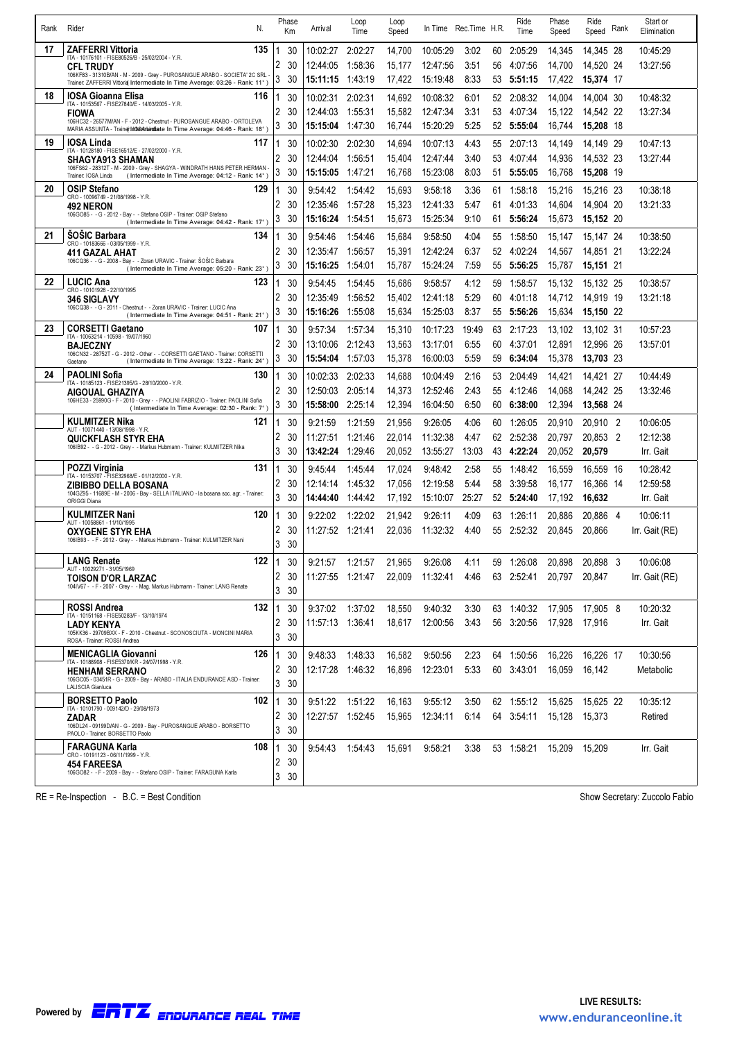| Rank | Rider | N. | Phase | Km | Arrival | Loop Time | Loop Speed | In Time | Rec.Time | H.R. | Ride Time | Phase Speed | Ride Speed | Rank | Start or Elimination |
|---|---|---|---|---|---|---|---|---|---|---|---|---|---|---|---|
| 17 | **ZAFFERRI Vittoria** ITA - 10176101 - FISE80526/B - 25/02/2004 - Y.R. **CFL TRUDY** 106KF83 - 31310B/AN - M - 2009 - Grey - PUROSANGUE ARABO - SOCIETA' 2C SRL - Trainer: ZAFFERRI Vittoria (Intermediate In Time Average: 03:26 - Rank: 11°) | 135 | 1 | 30 | 10:02:27 | 2:02:27 | 14,700 | 10:05:29 | 3:02 | 60 | 2:05:29 | 14,345 | 14,345 | 28 | 10:45:29 |
| | | | 2 | 30 | 12:44:05 | 1:58:36 | 15,177 | 12:47:56 | 3:51 | 56 | 4:07:56 | 14,700 | 14,520 | 24 | 13:27:56 |
| | | | 3 | 30 | **15:11:15** | 1:43:19 | 17,422 | 15:19:48 | 8:33 | 53 | **5:51:15** | 17,422 | **15,374** | 17 | |
| 18 | **IOSA Gioanna Elisa** ITA - 10153567 - FISE27840/E - 14/03/2005 - Y.R. **FIOWA** 106HC32 - 26577M/AN - F - 2012 - Chestnut - PUROSANGUE ARABO - ORTOLEVA MARIA ASSUNTA - Trainer: (Intermediate In Time Average: 04:46 - Rank: 18°) | 116 | 1 | 30 | 10:02:31 | 2:02:31 | 14,692 | 10:08:32 | 6:01 | 52 | 2:08:32 | 14,004 | 14,004 | 30 | 10:48:32 |
| | | | 2 | 30 | 12:44:03 | 1:55:31 | 15,582 | 12:47:34 | 3:31 | 53 | 4:07:34 | 15,122 | 14,542 | 22 | 13:27:34 |
| | | | 3 | 30 | **15:15:04** | 1:47:30 | 16,744 | 15:20:29 | 5:25 | 52 | **5:55:04** | 16,744 | **15,208** | 18 | |
| 19 | **IOSA Linda** ITA - 10128180 - FISE16512/E - 27/02/2000 - Y.R. **SHAGYA913 SHAMAN** 106FS62 - 28312T - M - 2009 - Grey - SHAGYA - WINDRATH HANS PETER HERMAN - Trainer: IOSA Linda (Intermediate In Time Average: 04:12 - Rank: 14°) | 117 | 1 | 30 | 10:02:30 | 2:02:30 | 14,694 | 10:07:13 | 4:43 | 55 | 2:07:13 | 14,149 | 14,149 | 29 | 10:47:13 |
| | | | 2 | 30 | 12:44:04 | 1:56:51 | 15,404 | 12:47:44 | 3:40 | 53 | 4:07:44 | 14,936 | 14,532 | 23 | 13:27:44 |
| | | | 3 | 30 | **15:15:05** | 1:47:21 | 16,768 | 15:23:08 | 8:03 | 51 | **5:55:05** | 16,768 | **15,208** | 19 | |
| 20 | **OSIP Stefano** CRO - 10096749 - 21/08/1998 - Y.R. **492 NERON** 106GO85 - - G - 2012 - Bay - - Stefano OSIP - Trainer: OSIP Stefano (Intermediate In Time Average: 04:42 - Rank: 17°) | 129 | 1 | 30 | 9:54:42 | 1:54:42 | 15,693 | 9:58:18 | 3:36 | 61 | 1:58:18 | 15,216 | 15,216 | 23 | 10:38:18 |
| | | | 2 | 30 | 12:35:46 | 1:57:28 | 15,323 | 12:41:33 | 5:47 | 61 | 4:01:33 | 14,604 | 14,904 | 20 | 13:21:33 |
| | | | 3 | 30 | **15:16:24** | 1:54:51 | 15,673 | 15:25:34 | 9:10 | 61 | **5:56:24** | 15,673 | **15,152** | 20 | |
| 21 | **ŠOŠIC Barbara** CRO - 10183666 - 03/05/1999 - Y.R. **411 GAZAL AHAT** 106CQ36 - - G - 2008 - Bay - - Zoran URAVIC - Trainer: ŠOŠIC Barbara (Intermediate In Time Average: 05:20 - Rank: 23°) | 134 | 1 | 30 | 9:54:46 | 1:54:46 | 15,684 | 9:58:50 | 4:04 | 55 | 1:58:50 | 15,147 | 15,147 | 24 | 10:38:50 |
| | | | 2 | 30 | 12:35:47 | 1:56:57 | 15,391 | 12:42:24 | 6:37 | 52 | 4:02:24 | 14,567 | 14,851 | 21 | 13:22:24 |
| | | | 3 | 30 | **15:16:25** | 1:54:01 | 15,787 | 15:24:24 | 7:59 | 55 | **5:56:25** | 15,787 | **15,151** | 21 | |
| 22 | **LUCIC Ana** CRO - 10101928 - 22/10/1995 **346 SIGLAVY** 106CQ38 - - G - 2011 - Chestnut - - Zoran URAVIC - Trainer: LUCIC Ana (Intermediate In Time Average: 04:51 - Rank: 21°) | 123 | 1 | 30 | 9:54:45 | 1:54:45 | 15,686 | 9:58:57 | 4:12 | 59 | 1:58:57 | 15,132 | 15,132 | 25 | 10:38:57 |
| | | | 2 | 30 | 12:35:49 | 1:56:52 | 15,402 | 12:41:18 | 5:29 | 60 | 4:01:18 | 14,712 | 14,919 | 19 | 13:21:18 |
| | | | 3 | 30 | **15:16:26** | 1:55:08 | 15,634 | 15:25:03 | 8:37 | 55 | **5:56:26** | 15,634 | **15,150** | 22 | |
| 23 | **CORSETTI Gaetano** ITA - 10063214 - 10598 - 19/07/1960 **BAJECZNY** 106CN32 - 28752T - G - 2012 - Other - - CORSETTI GAETANO - Trainer: CORSETTI Gaetano (Intermediate In Time Average: 13:22 - Rank: 24°) | 107 | 1 | 30 | 9:57:34 | 1:57:34 | 15,310 | 10:17:23 | 19:49 | 63 | 2:17:23 | 13,102 | 13,102 | 31 | 10:57:23 |
| | | | 2 | 30 | 13:10:06 | 2:12:43 | 13,563 | 13:17:01 | 6:55 | 60 | 4:37:01 | 12,891 | 12,996 | 26 | 13:57:01 |
| | | | 3 | 30 | **15:54:04** | 1:57:03 | 15,378 | 16:00:03 | 5:59 | 59 | **6:34:04** | 15,378 | **13,703** | 23 | |
| 24 | **PAOLINI Sofia** ITA - 10185123 - FISE21395/G - 28/10/2000 - Y.R. **AIGOUAL GHAZIYA** 106HE33 - 25990G - F - 2010 - Grey - - PAOLINI FABRIZIO - Trainer: PAOLINI Sofia (Intermediate In Time Average: 02:30 - Rank: 7°) | 130 | 1 | 30 | 10:02:33 | 2:02:33 | 14,688 | 10:04:49 | 2:16 | 53 | 2:04:49 | 14,421 | 14,421 | 27 | 10:44:49 |
| | | | 2 | 30 | 12:50:03 | 2:05:14 | 14,373 | 12:52:46 | 2:43 | 55 | 4:12:46 | 14,068 | 14,242 | 25 | 13:32:46 |
| | | | 3 | 30 | **15:58:00** | 2:25:14 | 12,394 | 16:04:50 | 6:50 | 60 | **6:38:00** | 12,394 | **13,568** | 24 | |
| | **KULMITZER Nika** AUT - 10071440 - 13/08/1998 - Y.R. **QUICKFLASH STYR EHA** 106IB92 - - G - 2012 - Grey - - Markus Hubmann - Trainer: KULMITZER Nika | 121 | 1 | 30 | 9:21:59 | 1:21:59 | 21,956 | 9:26:05 | 4:06 | 60 | 1:26:05 | 20,910 | 20,910 | 2 | 10:06:05 |
| | | | 2 | 30 | 11:27:51 | 1:21:46 | 22,014 | 11:32:38 | 4:47 | 62 | 2:52:38 | 20,797 | 20,853 | 2 | 12:12:38 |
| | | | 3 | 30 | **13:42:24** | 1:29:46 | 20,052 | 13:55:27 | 13:03 | 43 | **4:22:24** | 20,052 | **20,579** | | Irr. Gait |
| | **POZZI Virginia** ITA - 10153707 - FISE32968/E - 01/12/2000 - Y.R. **ZIBIBBO DELLA BOSANA** 104GZ95 - 11689E - M - 2006 - Bay - SELLA ITALIANO - la bosana soc. agr. - Trainer: ORIGGI Diana | 131 | 1 | 30 | 9:45:44 | 1:45:44 | 17,024 | 9:48:42 | 2:58 | 55 | 1:48:42 | 16,559 | 16,559 | 16 | 10:28:42 |
| | | | 2 | 30 | 12:14:14 | 1:45:32 | 17,056 | 12:19:58 | 5:44 | 58 | 3:39:58 | 16,177 | 16,366 | 14 | 12:59:58 |
| | | | 3 | 30 | **14:44:40** | 1:44:42 | 17,192 | 15:10:07 | 25:27 | 52 | **5:24:40** | 17,192 | **16,632** | | Irr. Gait |
| | **KULMITZER Nani** AUT - 10058861 - 11/10/1995 **OXYGENE STYR EHA** 106IB93 - - F - 2012 - Grey - - Markus Hubmann - Trainer: KULMITZER Nani | 120 | 1 | 30 | 9:22:02 | 1:22:02 | 21,942 | 9:26:11 | 4:09 | 63 | 1:26:11 | 20,886 | 20,886 | 4 | 10:06:11 |
| | | | 2 | 30 | 11:27:52 | 1:21:41 | 22,036 | 11:32:32 | 4:40 | 55 | 2:52:32 | 20,845 | 20,866 | | Irr. Gait (RE) |
| | | | 3 | 30 | | | | | | | | | | | |
| | **LANG Renate** AUT - 10029271 - 31/05/1969 **TOISON D'OR LARZAC** 104IV67 - - F - 2007 - Grey - - Mag. Markus Hubmann - Trainer: LANG Renate | 122 | 1 | 30 | 9:21:57 | 1:21:57 | 21,965 | 9:26:08 | 4:11 | 59 | 1:26:08 | 20,898 | 20,898 | 3 | 10:06:08 |
| | | | 2 | 30 | 11:27:55 | 1:21:47 | 22,009 | 11:32:41 | 4:46 | 63 | 2:52:41 | 20,797 | 20,847 | | Irr. Gait (RE) |
| | | | 3 | 30 | | | | | | | | | | | |
| | **ROSSI Andrea** ITA - 10151168 - FISE50283/F - 13/10/1974 **LADY KENYA** 105KK36 - 29709BXX - F - 2010 - Chestnut - SCONOSCIUTA - MONCINI MARIA ROSA - Trainer: ROSSI Andrea | 132 | 1 | 30 | 9:37:02 | 1:37:02 | 18,550 | 9:40:32 | 3:30 | 63 | 1:40:32 | 17,905 | 17,905 | 8 | 10:20:32 |
| | | | 2 | 30 | 11:57:13 | 1:36:41 | 18,617 | 12:00:56 | 3:43 | 56 | 3:20:56 | 17,928 | 17,916 | | Irr. Gait |
| | | | 3 | 30 | | | | | | | | | | | |
| | **MENICAGLIA Giovanni** ITA - 10188908 - FISE5370/KR - 24/07/1998 - Y.R. **HENHAM SERRANO** 106GO05 - 03451R - G - 2009 - Bay - ARABO - ITALIA ENDURANCE ASD - Trainer: LALISCIA Gianluca | 126 | 1 | 30 | 9:48:33 | 1:48:33 | 16,582 | 9:50:56 | 2:23 | 64 | 1:50:56 | 16,226 | 16,226 | 17 | 10:30:56 |
| | | | 2 | 30 | 12:17:28 | 1:46:32 | 16,896 | 12:23:01 | 5:33 | 60 | 3:43:01 | 16,059 | 16,142 | | Metabolic |
| | | | 3 | 30 | | | | | | | | | | | |
| | **BORSETTO Paolo** ITA - 10101790 - 009142/D - 29/08/1973 **ZADAR** 106DL24 - 09199D/AN - G - 2009 - Bay - PUROSANGUE ARABO - BORSETTO PAOLO - Trainer: BORSETTO Paolo | 102 | 1 | 30 | 9:51:22 | 1:51:22 | 16,163 | 9:55:12 | 3:50 | 62 | 1:55:12 | 15,625 | 15,625 | 22 | 10:35:12 |
| | | | 2 | 30 | 12:27:57 | 1:52:45 | 15,965 | 12:34:11 | 6:14 | 64 | 3:54:11 | 15,128 | 15,373 | | Retired |
| | | | 3 | 30 | | | | | | | | | | | |
| | **FARAGUNA Karla** CRO - 10191123 - 06/11/1999 - Y.R. **454 FAREESA** 106GO82 - - F - 2009 - Bay - - Stefano OSIP - Trainer: FARAGUNA Karla | 108 | 1 | 30 | 9:54:43 | 1:54:43 | 15,691 | 9:58:21 | 3:38 | 53 | 1:58:21 | 15,209 | 15,209 | | Irr. Gait |
| | | | 2 | 30 | | | | | | | | | | | |
| | | | 3 | 30 | | | | | | | | | | | |

RE = Re-Inspection - B.C. = Best Condition

Show Secretary: Zuccolo Fabio

Powered by ERTZ ENDURANCE REAL TIME

LIVE RESULTS: www.enduranceonline.it